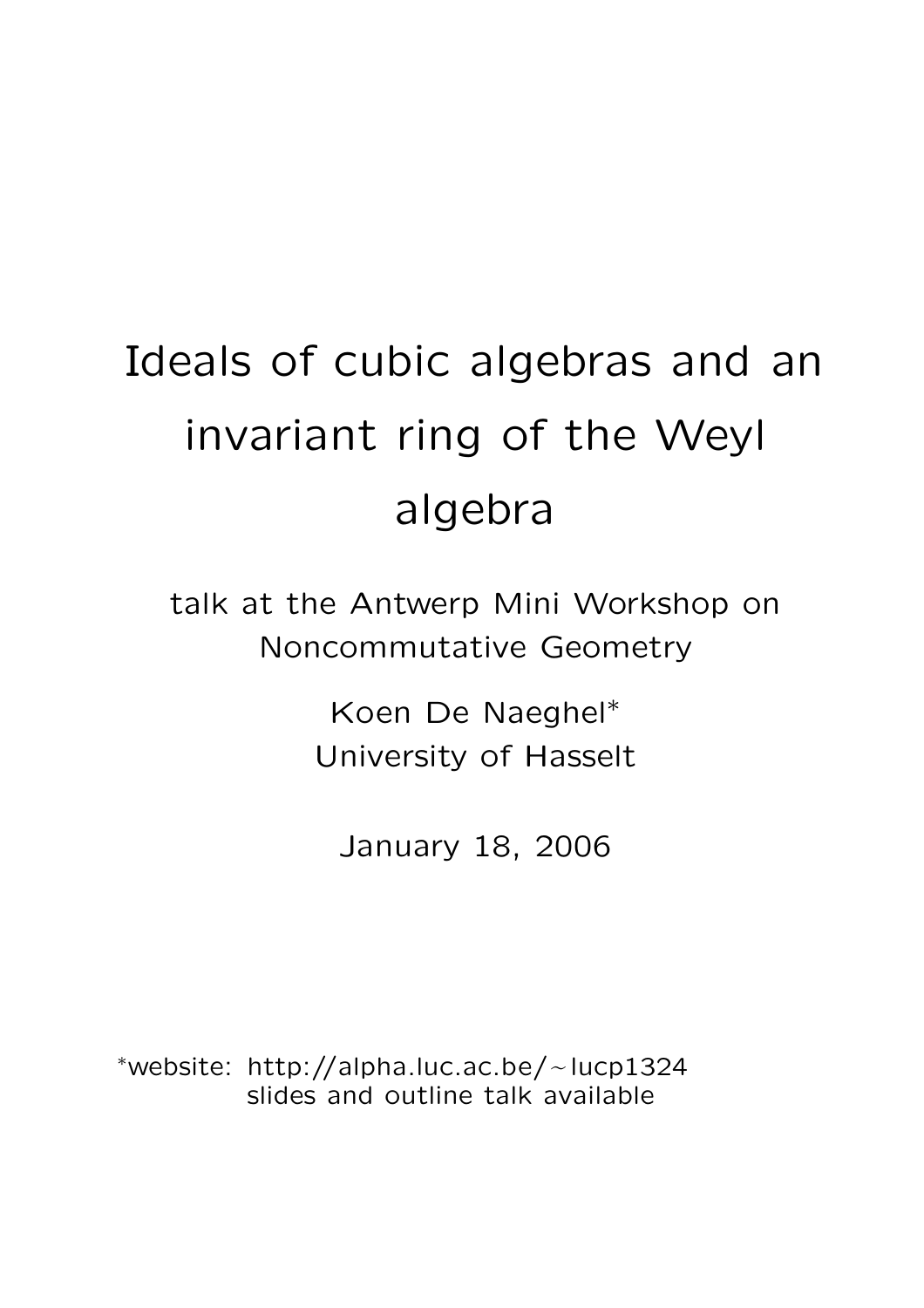# Ideals of cubic algebras and an invariant ring of the Weyl algebra

talk at the Antwerp Mini Workshop on Noncommutative Geometry

Koen De Naeghel*
University of Hasselt

January 18, 2006

*website: http://alpha.luc.ac.be/~lucp1324
slides and outline talk available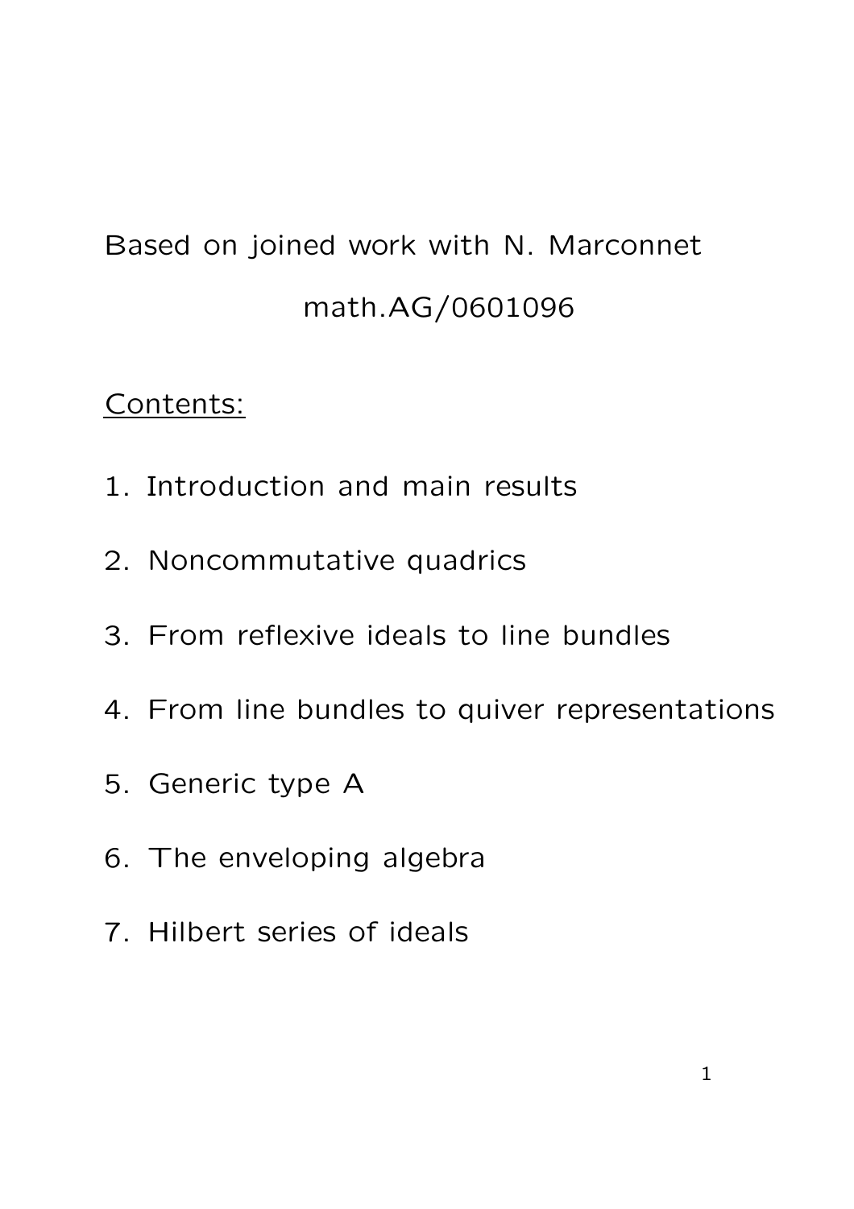Based on joined work with N. Marconnet

math.AG/0601096

<u>Contents:</u>

1. Introduction and main results
2. Noncommutative quadrics
3. From reflexive ideals to line bundles
4. From line bundles to quiver representations
5. Generic type A
6. The enveloping algebra
7. Hilbert series of ideals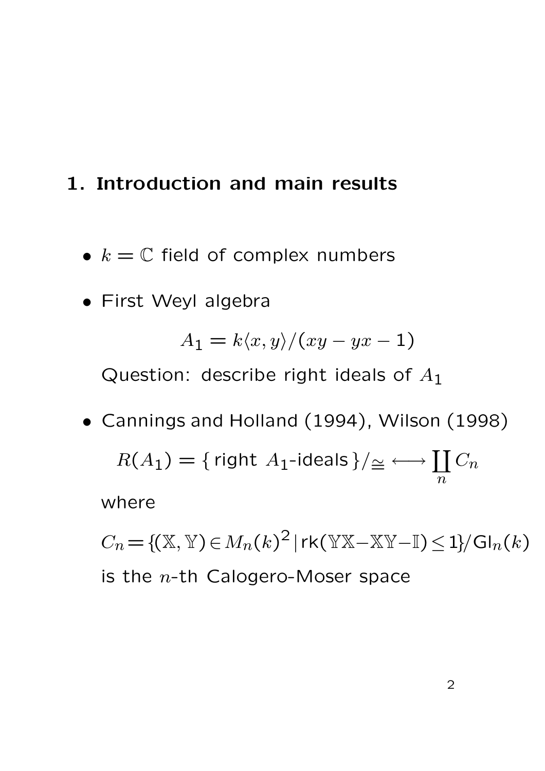## 1. Introduction and main results

- $k = \mathbb{C}$ field of complex numbers
- First Weyl algebra

  $$A_1 = k\langle x, y\rangle/(xy - yx - 1)$$

  Question: describe right ideals of $A_1$

- Cannings and Holland (1994), Wilson (1998)

  $$R(A_1) = \{\text{ right } A_1\text{-ideals }\}/_{\cong} \longleftrightarrow \coprod_n C_n$$

  where

  $$C_n = \{(\mathbb{X}, \mathbb{Y}) \in M_n(k)^2 \,|\, \mathsf{rk}(\mathbb{Y}\mathbb{X} - \mathbb{X}\mathbb{Y} - \mathbb{I}) \leq 1\}/\mathsf{Gl}_n(k)$$

  is the $n$-th Calogero-Moser space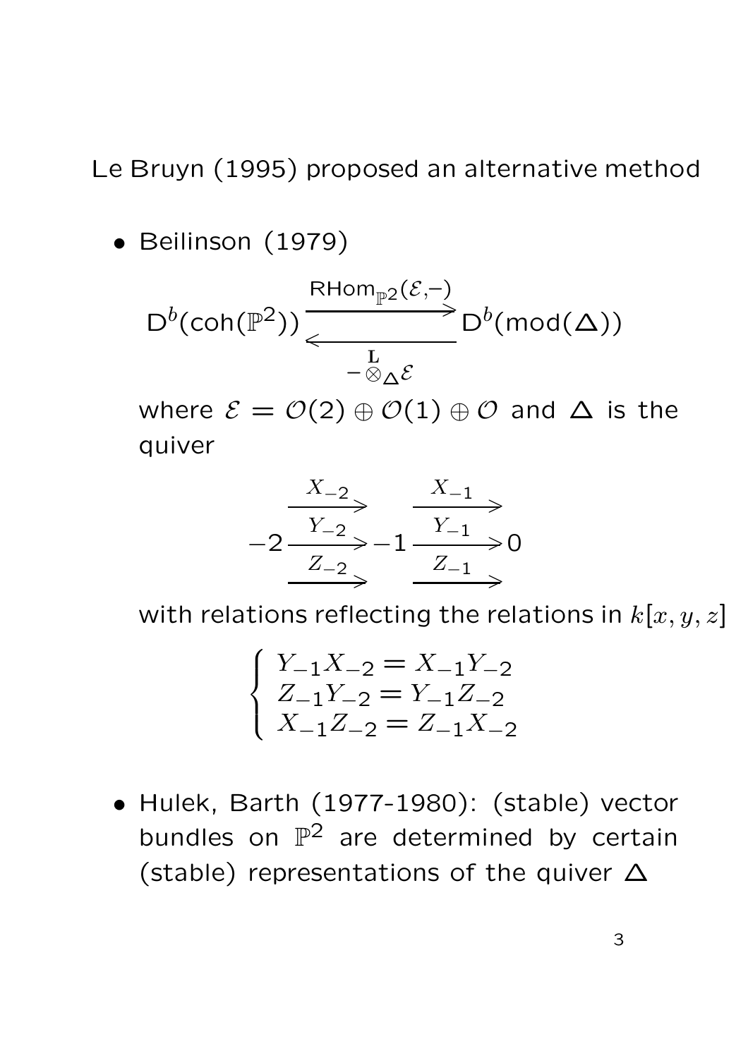Le Bruyn (1995) proposed an alternative method

- Beilinson (1979)

$$\mathsf{D}^b(\mathsf{coh}(\mathbb{P}^2)) \underset{-\overset{\mathbf{L}}{\otimes}_\Delta \mathcal{E}}{\overset{\mathsf{RHom}_{\mathbb{P}^2}(\mathcal{E},-)}{\rightleftarrows}} \mathsf{D}^b(\mathsf{mod}(\Delta))$$

  where $\mathcal{E} = \mathcal{O}(2) \oplus \mathcal{O}(1) \oplus \mathcal{O}$ and $\Delta$ is the quiver

$$-2 \overset{X_{-2}, \; Y_{-2}, \; Z_{-2}}{\rightrightarrows} -1 \overset{X_{-1}, \; Y_{-1}, \; Z_{-1}}{\rightrightarrows} 0$$

  with relations reflecting the relations in $k[x, y, z]$

$$\begin{cases} Y_{-1}X_{-2} = X_{-1}Y_{-2} \\ Z_{-1}Y_{-2} = Y_{-1}Z_{-2} \\ X_{-1}Z_{-2} = Z_{-1}X_{-2} \end{cases}$$

- Hulek, Barth (1977-1980): (stable) vector bundles on $\mathbb{P}^2$ are determined by certain (stable) representations of the quiver $\Delta$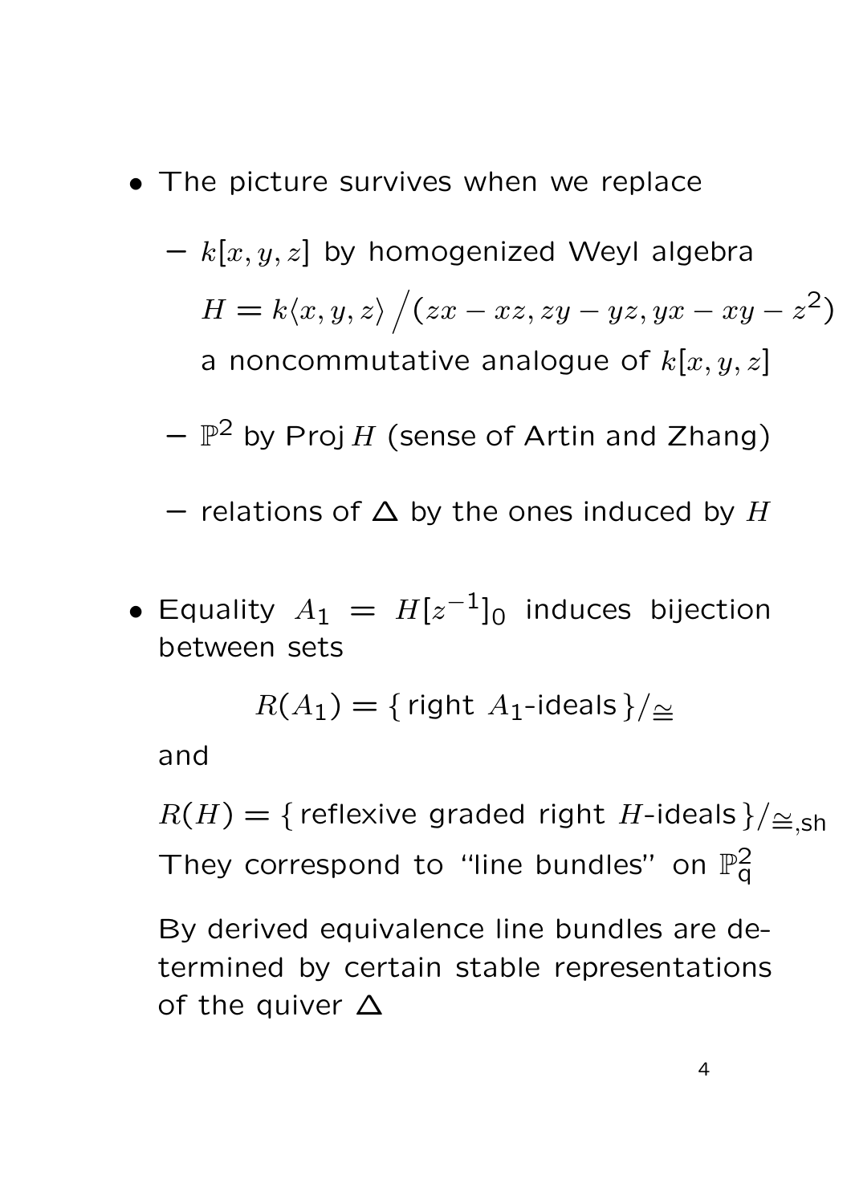- The picture survives when we replace
  - $k[x, y, z]$ by homogenized Weyl algebra $H = k\langle x, y, z\rangle \big/ (zx - xz, zy - yz, yx - xy - z^2)$ a noncommutative analogue of $k[x, y, z]$
  - $\mathbb{P}^2$ by Proj $H$ (sense of Artin and Zhang)
  - relations of $\Delta$ by the ones induced by $H$

- Equality $A_1 = H[z^{-1}]_0$ induces bijection between sets

  $$R(A_1) = \{\text{ right } A_1\text{-ideals}\}/_{\cong}$$

  and

  $R(H) = \{\text{ reflexive graded right } H\text{-ideals}\}/_{\cong,\text{sh}}$
  They correspond to "line bundles" on $\mathbb{P}^2_{\mathsf{q}}$

  By derived equivalence line bundles are determined by certain stable representations of the quiver $\Delta$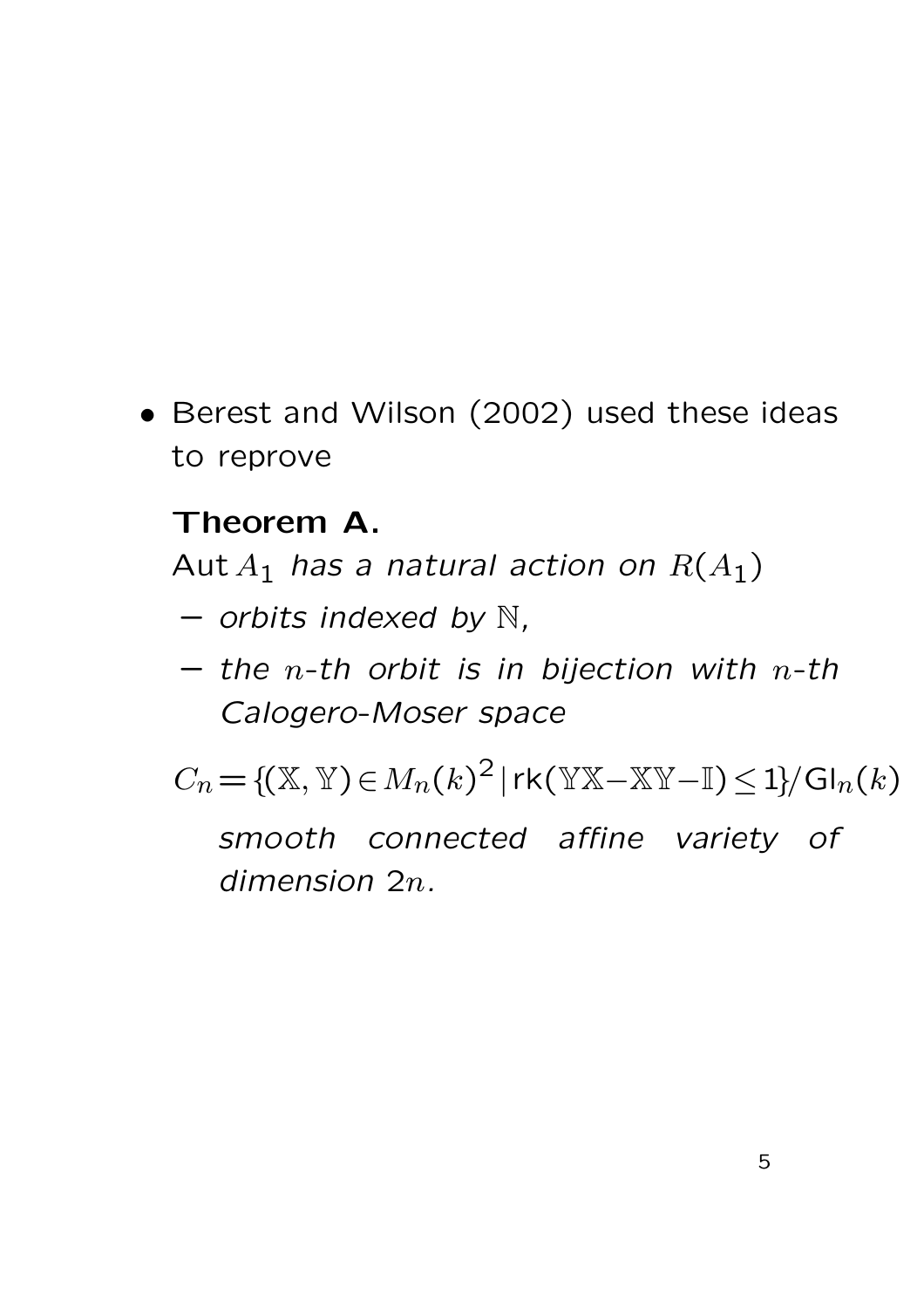- Berest and Wilson (2002) used these ideas to reprove

  **Theorem A.**
  Aut $A_1$ *has a natural action on* $R(A_1)$

  – *orbits indexed by* $\mathbb{N}$,

  – *the* $n$*-th orbit is in bijection with* $n$*-th Calogero-Moser space*

  $$C_n = \{(\mathbb{X}, \mathbb{Y}) \in M_n(k)^2 \,|\, \mathrm{rk}(\mathbb{Y}\mathbb{X} - \mathbb{X}\mathbb{Y} - \mathbb{I}) \leq 1\} / \mathrm{Gl}_n(k)$$

  *smooth connected affine variety of dimension* $2n$.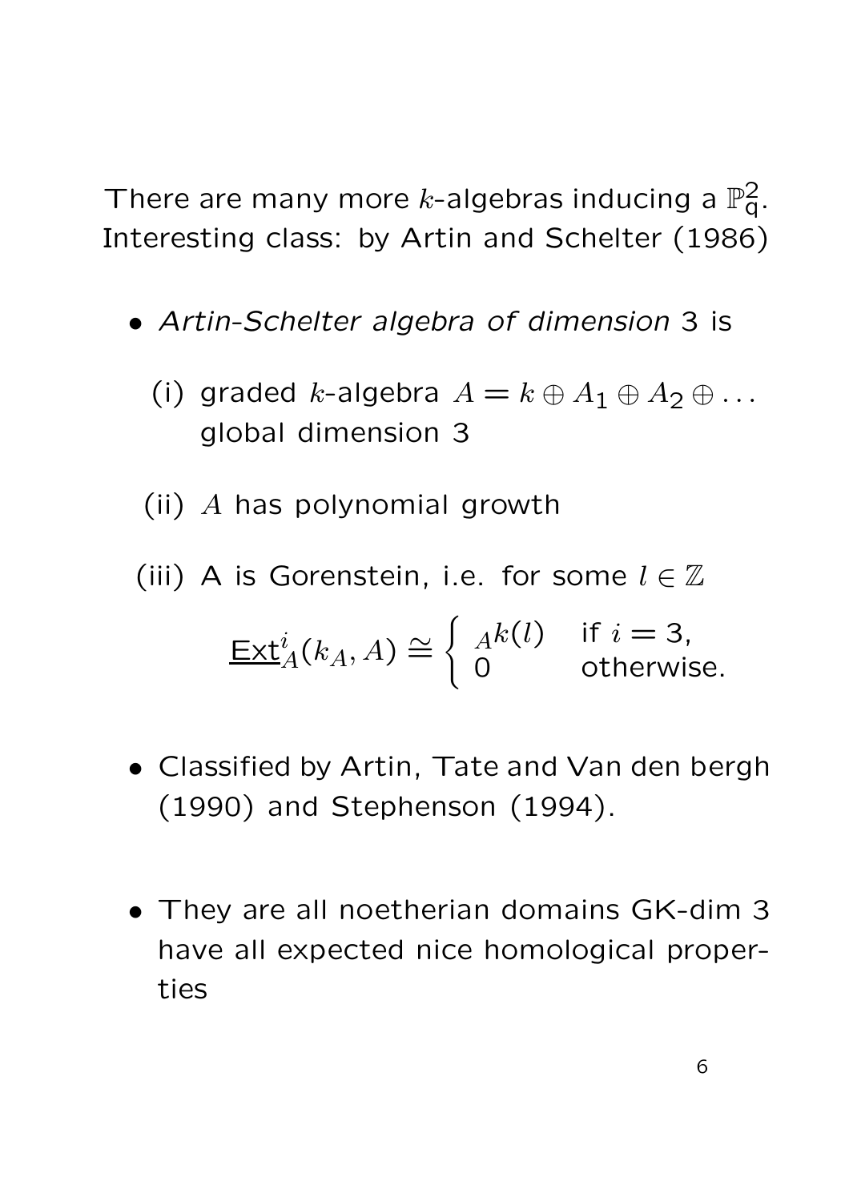There are many more $k$-algebras inducing a $\mathbb{P}^2_{\mathsf{q}}$. Interesting class: by Artin and Schelter (1986)

- *Artin-Schelter algebra of dimension* 3 is

  (i) graded $k$-algebra $A = k \oplus A_1 \oplus A_2 \oplus \ldots$ global dimension 3

  (ii) $A$ has polynomial growth

  (iii) A is Gorenstein, i.e. for some $l \in \mathbb{Z}$

$$\underline{\mathrm{Ext}}^i_A(k_A, A) \cong \begin{cases} {}_A k(l) & \text{if } i = 3, \\ 0 & \text{otherwise.} \end{cases}$$

- Classified by Artin, Tate and Van den bergh (1990) and Stephenson (1994).

- They are all noetherian domains GK-dim 3 have all expected nice homological properties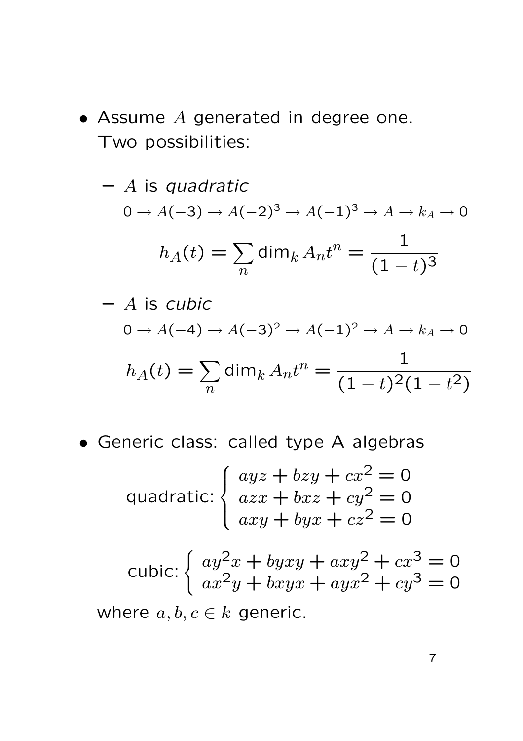- Assume $A$ generated in degree one. Two possibilities:

  - $A$ is *quadratic*

    $$0 \to A(-3) \to A(-2)^3 \to A(-1)^3 \to A \to k_A \to 0$$

    $$h_A(t) = \sum_n \dim_k A_n t^n = \frac{1}{(1-t)^3}$$

  - $A$ is *cubic*

    $$0 \to A(-4) \to A(-3)^2 \to A(-1)^2 \to A \to k_A \to 0$$

    $$h_A(t) = \sum_n \dim_k A_n t^n = \frac{1}{(1-t)^2(1-t^2)}$$

- Generic class: called type A algebras

  $$\text{quadratic:} \begin{cases} ayz + bzy + cx^2 = 0 \\ azx + bxz + cy^2 = 0 \\ axy + byx + cz^2 = 0 \end{cases}$$

  $$\text{cubic:} \begin{cases} ay^2x + byxy + axy^2 + cx^3 = 0 \\ ax^2y + bxyx + ayx^2 + cy^3 = 0 \end{cases}$$

  where $a, b, c \in k$ generic.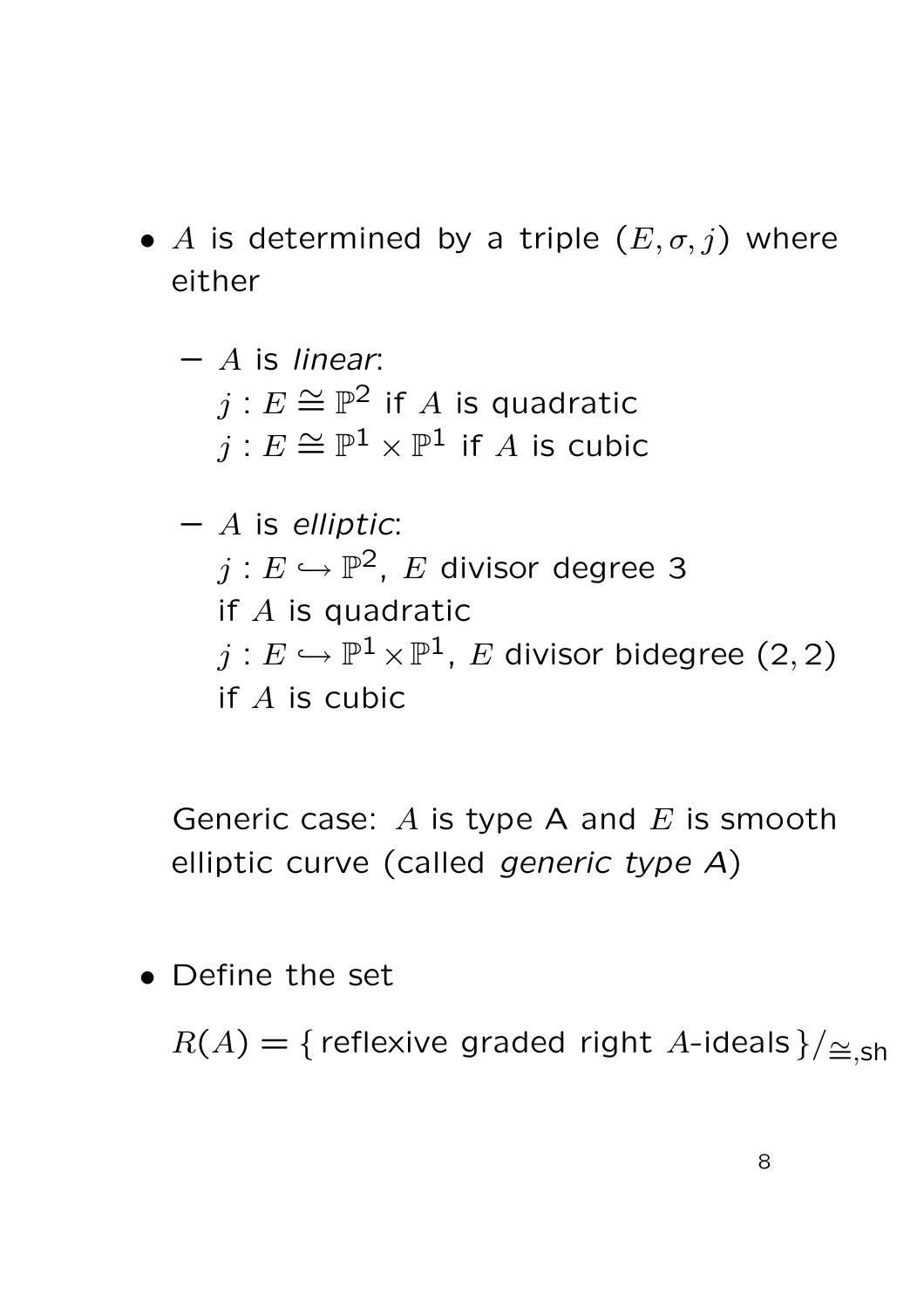- $A$ is determined by a triple $(E, \sigma, j)$ where either

  - $A$ is *linear*:
    $j : E \cong \mathbb{P}^2$ if $A$ is quadratic
    $j : E \cong \mathbb{P}^1 \times \mathbb{P}^1$ if $A$ is cubic

  - $A$ is *elliptic*:
    $j : E \hookrightarrow \mathbb{P}^2$, $E$ divisor degree 3
    if $A$ is quadratic
    $j : E \hookrightarrow \mathbb{P}^1 \times \mathbb{P}^1$, $E$ divisor bidegree $(2, 2)$
    if $A$ is cubic

  Generic case: $A$ is type A and $E$ is smooth elliptic curve (called *generic type A*)

- Define the set

  $R(A) = \{\text{ reflexive graded right } A\text{-ideals}\}/_{\cong,\text{sh}}$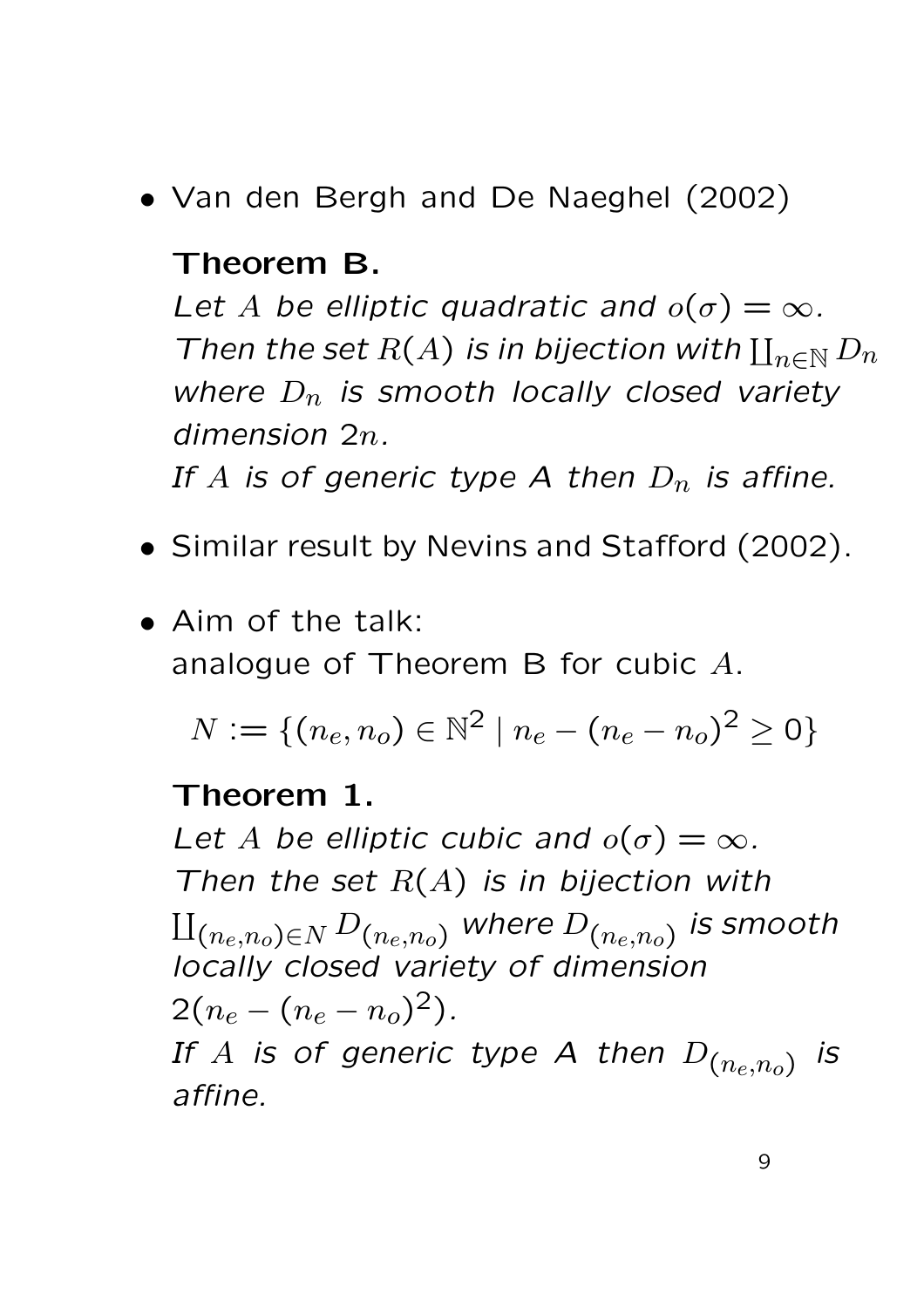- Van den Bergh and De Naeghel (2002)

  **Theorem B.**
  *Let $A$ be elliptic quadratic and $o(\sigma) = \infty$. Then the set $R(A)$ is in bijection with $\coprod_{n \in \mathbb{N}} D_n$ where $D_n$ is smooth locally closed variety dimension $2n$.*
  *If $A$ is of generic type A then $D_n$ is affine.*

- Similar result by Nevins and Stafford (2002).

- Aim of the talk:
  analogue of Theorem B for cubic $A$.

  $$N := \{(n_e, n_o) \in \mathbb{N}^2 \mid n_e - (n_e - n_o)^2 \geq 0\}$$

  **Theorem 1.**
  *Let $A$ be elliptic cubic and $o(\sigma) = \infty$. Then the set $R(A)$ is in bijection with $\coprod_{(n_e,n_o) \in N} D_{(n_e,n_o)}$ where $D_{(n_e,n_o)}$ is smooth locally closed variety of dimension $2(n_e - (n_e - n_o)^2)$.*
  *If $A$ is of generic type A then $D_{(n_e,n_o)}$ is affine.*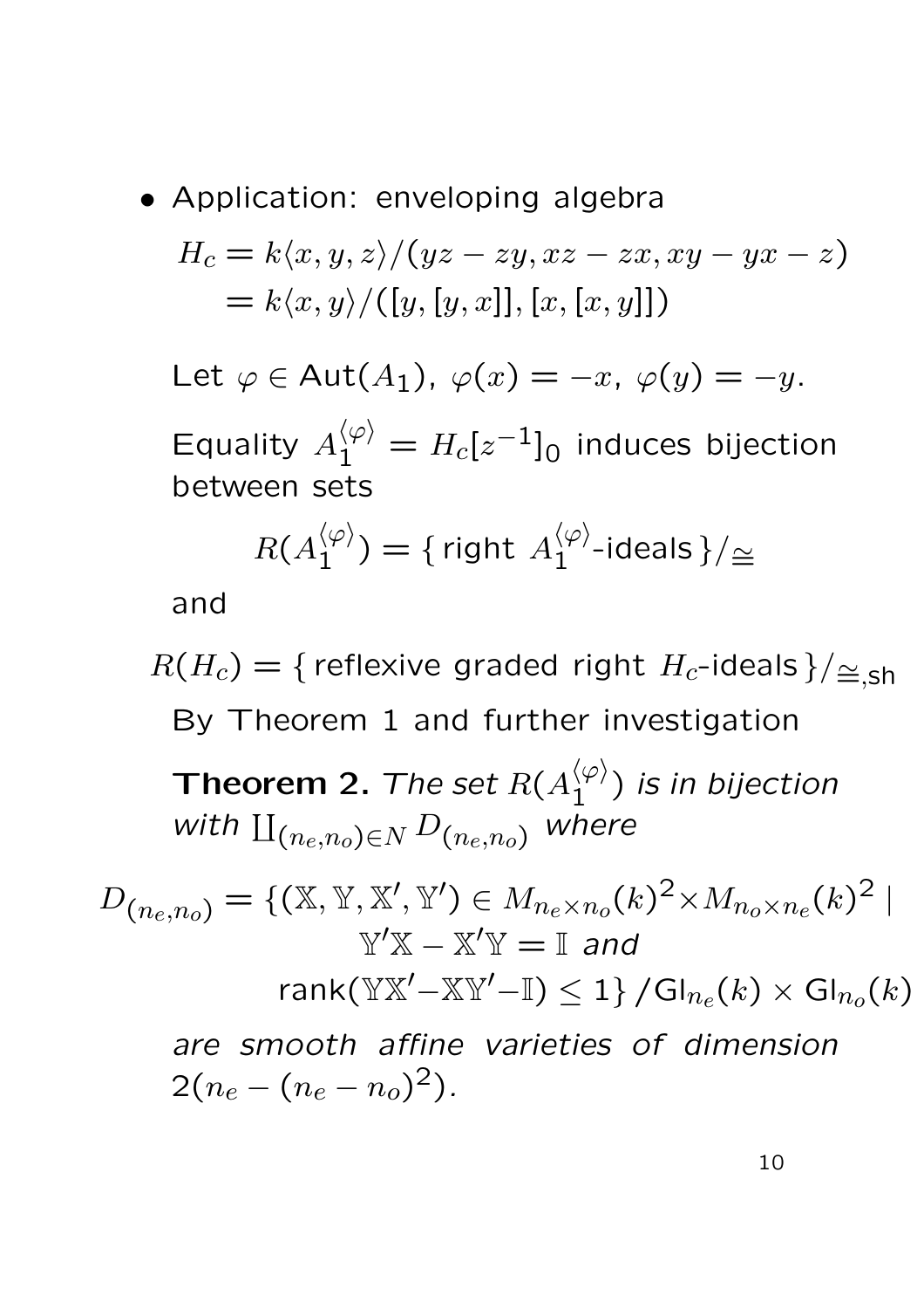- Application: enveloping algebra

  $$H_c = k\langle x, y, z\rangle/(yz - zy, xz - zx, xy - yx - z)$$
  $$= k\langle x, y\rangle/([y,[y,x]], [x,[x,y]])$$

  Let $\varphi \in \mathsf{Aut}(A_1)$, $\varphi(x) = -x$, $\varphi(y) = -y$.

  Equality $A_1^{\langle\varphi\rangle} = H_c[z^{-1}]_0$ induces bijection between sets

  $$R(A_1^{\langle\varphi\rangle}) = \{\,\text{right } A_1^{\langle\varphi\rangle}\text{-ideals}\,\}/_{\cong}$$

  and

  $$R(H_c) = \{\,\text{reflexive graded right } H_c\text{-ideals}\,\}/_{\cong,\mathsf{sh}}$$

  By Theorem 1 and further investigation

  **Theorem 2.** *The set $R(A_1^{\langle\varphi\rangle})$ is in bijection with $\coprod_{(n_e,n_o)\in N} D_{(n_e,n_o)}$ where*

  $$D_{(n_e,n_o)} = \{(\mathbb{X}, \mathbb{Y}, \mathbb{X}', \mathbb{Y}') \in M_{n_e\times n_o}(k)^2 \times M_{n_o\times n_e}(k)^2 \mid \mathbb{Y}'\mathbb{X} - \mathbb{X}'\mathbb{Y} = \mathbb{I} \text{ and } \mathsf{rank}(\mathbb{Y}\mathbb{X}' - \mathbb{X}\mathbb{Y}' - \mathbb{I}) \leq 1\}\,/\mathsf{Gl}_{n_e}(k) \times \mathsf{Gl}_{n_o}(k)$$

  *are smooth affine varieties of dimension $2(n_e - (n_e - n_o)^2)$.*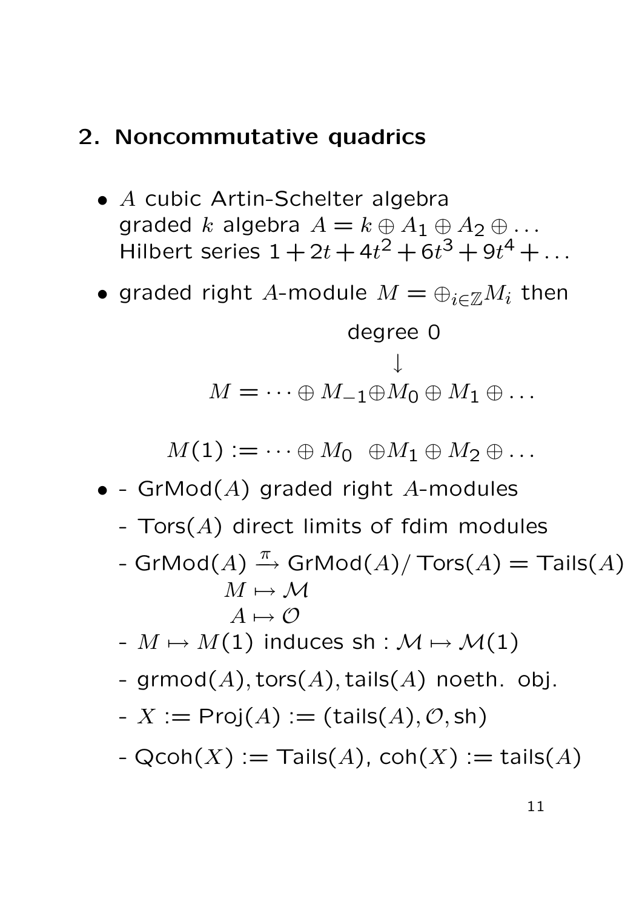## 2. Noncommutative quadrics

- $A$ cubic Artin-Schelter algebra
  graded $k$ algebra $A = k \oplus A_1 \oplus A_2 \oplus \dots$
  Hilbert series $1 + 2t + 4t^2 + 6t^3 + 9t^4 + \dots$

- graded right $A$-module $M = \oplus_{i \in \mathbb{Z}} M_i$ then

$$\begin{array}{c} \text{degree } 0 \\ \downarrow \end{array}$$
$$M = \cdots \oplus M_{-1} \oplus M_0 \oplus M_1 \oplus \dots$$

$$M(1) := \cdots \oplus M_0 \;\; \oplus M_1 \oplus M_2 \oplus \dots$$

- \- GrMod($A$) graded right $A$-modules
  - Tors($A$) direct limits of fdim modules
  - GrMod($A$) $\xrightarrow{\pi}$ GrMod($A$)/ Tors($A$) = Tails($A$)
    $M \mapsto \mathcal{M}$
    $A \mapsto \mathcal{O}$
  - $M \mapsto M(1)$ induces sh : $\mathcal{M} \mapsto \mathcal{M}(1)$
  - grmod($A$), tors($A$), tails($A$) noeth. obj.
  - $X :=$ Proj($A$) := (tails($A$), $\mathcal{O}$, sh)
  - Qcoh($X$) := Tails($A$), coh($X$) := tails($A$)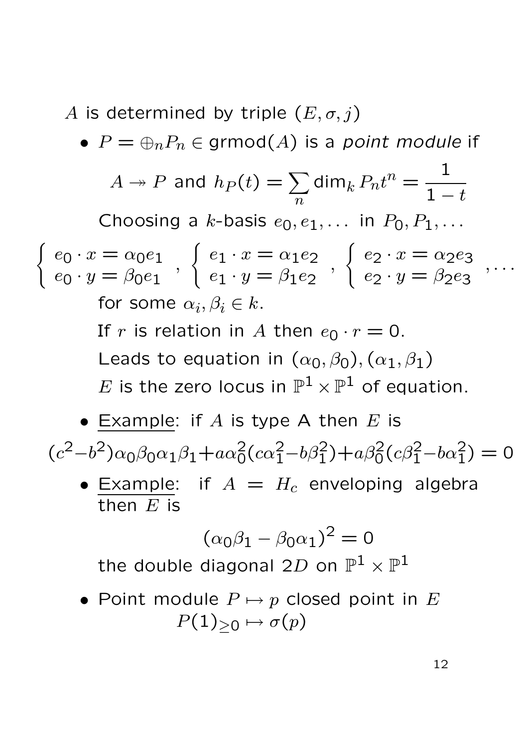$A$ is determined by triple $(E, \sigma, j)$

- $P = \oplus_n P_n \in \mathsf{grmod}(A)$ is a *point module* if

  $$A \twoheadrightarrow P \text{ and } h_P(t) = \sum_n \dim_k P_n t^n = \frac{1}{1-t}$$

  Choosing a $k$-basis $e_0, e_1, \dots$ in $P_0, P_1, \dots$

  $$\begin{cases} e_0 \cdot x = \alpha_0 e_1 \\ e_0 \cdot y = \beta_0 e_1 \end{cases}, \begin{cases} e_1 \cdot x = \alpha_1 e_2 \\ e_1 \cdot y = \beta_1 e_2 \end{cases}, \begin{cases} e_2 \cdot x = \alpha_2 e_3 \\ e_2 \cdot y = \beta_2 e_3 \end{cases}, \dots$$

  for some $\alpha_i, \beta_i \in k$.

  If $r$ is relation in $A$ then $e_0 \cdot r = 0$.

  Leads to equation in $(\alpha_0, \beta_0), (\alpha_1, \beta_1)$

  $E$ is the zero locus in $\mathbb{P}^1 \times \mathbb{P}^1$ of equation.

- Example: if $A$ is type A then $E$ is

  $$(c^2 - b^2)\alpha_0\beta_0\alpha_1\beta_1 + a\alpha_0^2(c\alpha_1^2 - b\beta_1^2) + a\beta_0^2(c\beta_1^2 - b\alpha_1^2) = 0$$

  - Example: if $A = H_c$ enveloping algebra then $E$ is

    $$(\alpha_0\beta_1 - \beta_0\alpha_1)^2 = 0$$

    the double diagonal $2D$ on $\mathbb{P}^1 \times \mathbb{P}^1$

- Point module $P \mapsto p$ closed point in $E$

  $P(1)_{\geq 0} \mapsto \sigma(p)$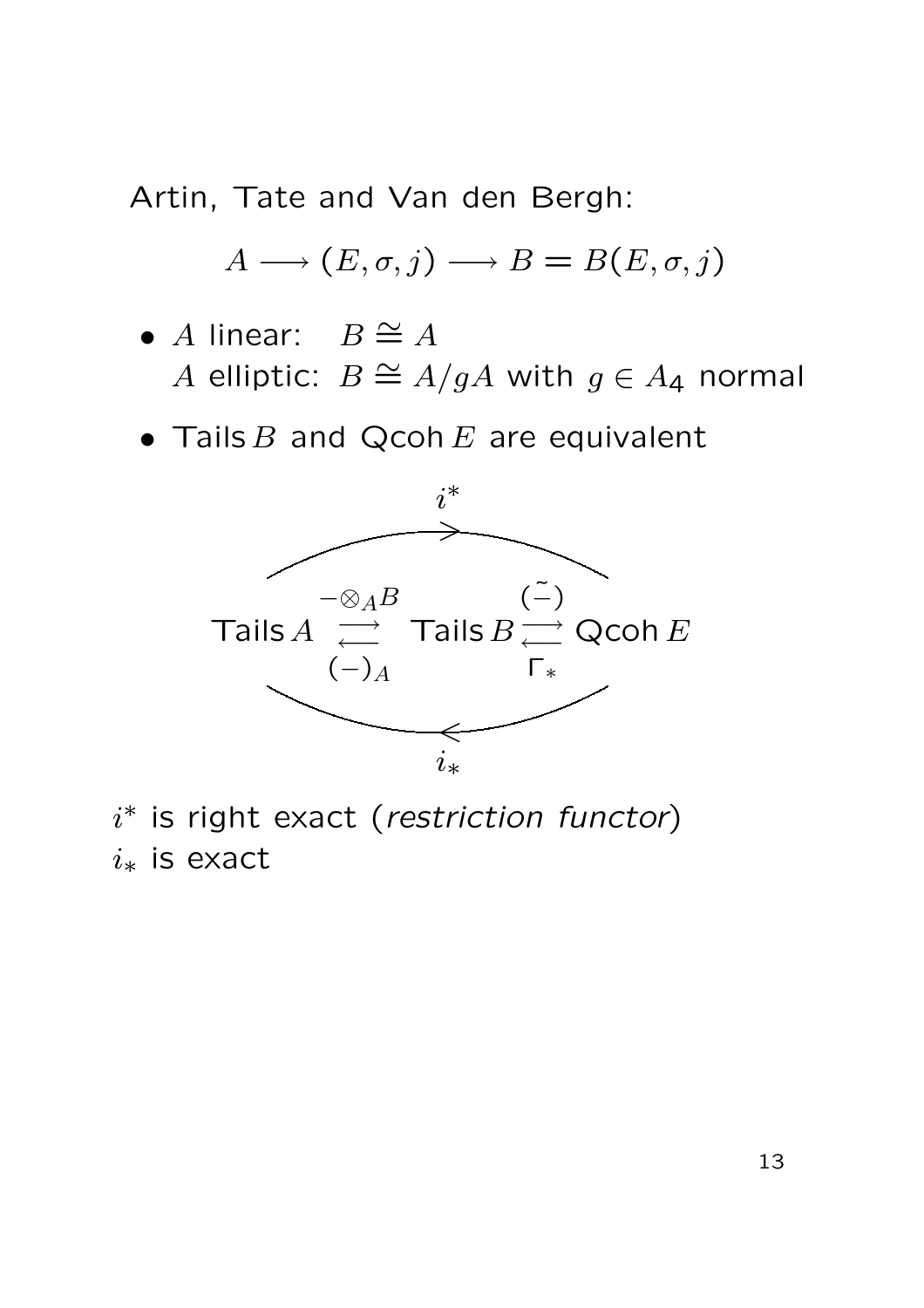Artin, Tate and Van den Bergh:

$$A \longrightarrow (E, \sigma, j) \longrightarrow B = B(E, \sigma, j)$$

- $A$ linear: $B \cong A$
  $A$ elliptic: $B \cong A/gA$ with $g \in A_4$ normal
- $\mathsf{Tails}\, B$ and $\mathsf{Qcoh}\, E$ are equivalent

$$\mathsf{Tails}\, A \underset{(-)_A}{\overset{-\otimes_A B}{\rightleftarrows}} \mathsf{Tails}\, B \underset{\Gamma_*}{\overset{\tilde{(-)}}{\rightleftarrows}} \mathsf{Qcoh}\, E$$

with $i^* : \mathsf{Tails}\, A \to \mathsf{Qcoh}\, E$ (top arrow) and $i_* : \mathsf{Qcoh}\, E \to \mathsf{Tails}\, A$ (bottom arrow).

$i^*$ is right exact (*restriction functor*)
$i_*$ is exact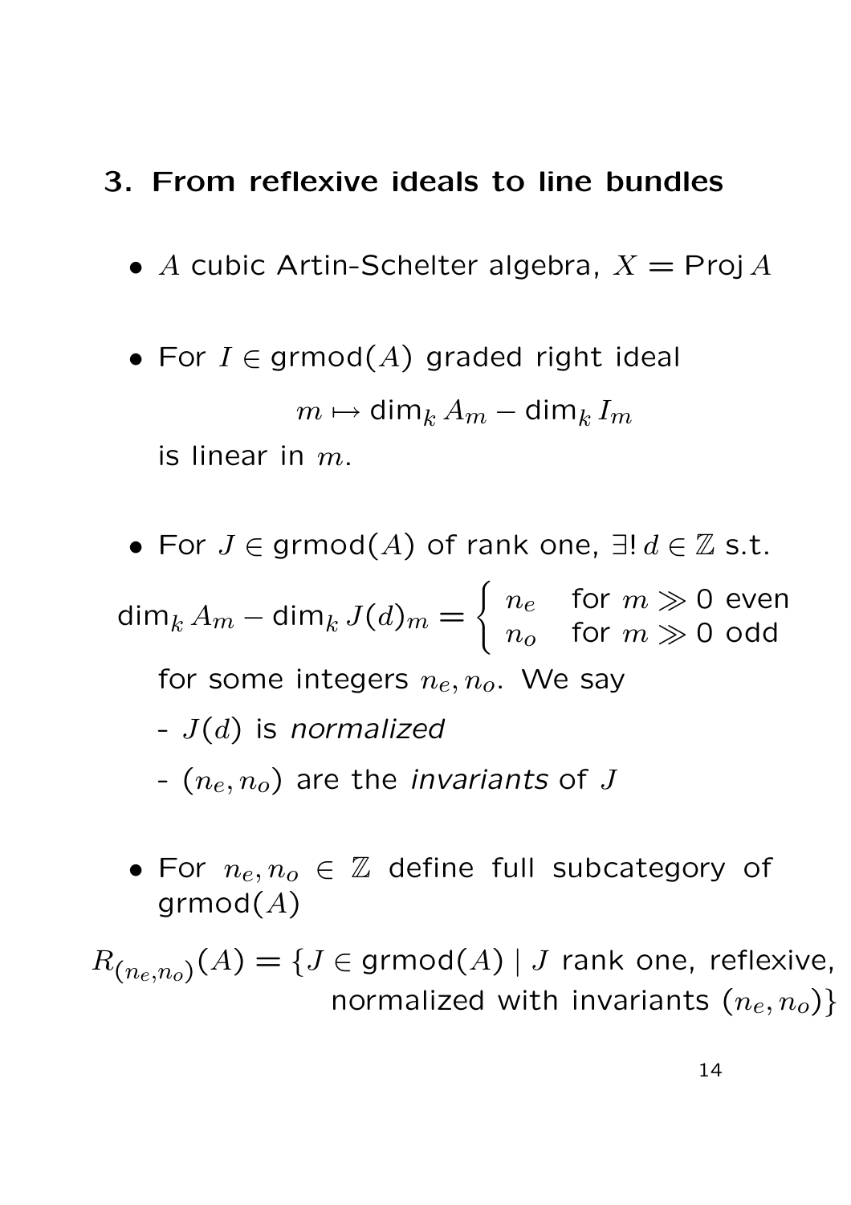## 3. From reflexive ideals to line bundles

- $A$ cubic Artin-Schelter algebra, $X = \operatorname{Proj} A$

- For $I \in \operatorname{grmod}(A)$ graded right ideal
$$m \mapsto \dim_k A_m - \dim_k I_m$$
is linear in $m$.

- For $J \in \operatorname{grmod}(A)$ of rank one, $\exists!\, d \in \mathbb{Z}$ s.t.
$$\dim_k A_m - \dim_k J(d)_m = \begin{cases} n_e & \text{for } m \gg 0 \text{ even} \\ n_o & \text{for } m \gg 0 \text{ odd} \end{cases}$$
for some integers $n_e, n_o$. We say
  - $J(d)$ is *normalized*
  - $(n_e, n_o)$ are the *invariants* of $J$

- For $n_e, n_o \in \mathbb{Z}$ define full subcategory of $\operatorname{grmod}(A)$
$$R_{(n_e,n_o)}(A) = \{J \in \operatorname{grmod}(A) \mid J \text{ rank one, reflexive, normalized with invariants } (n_e, n_o)\}$$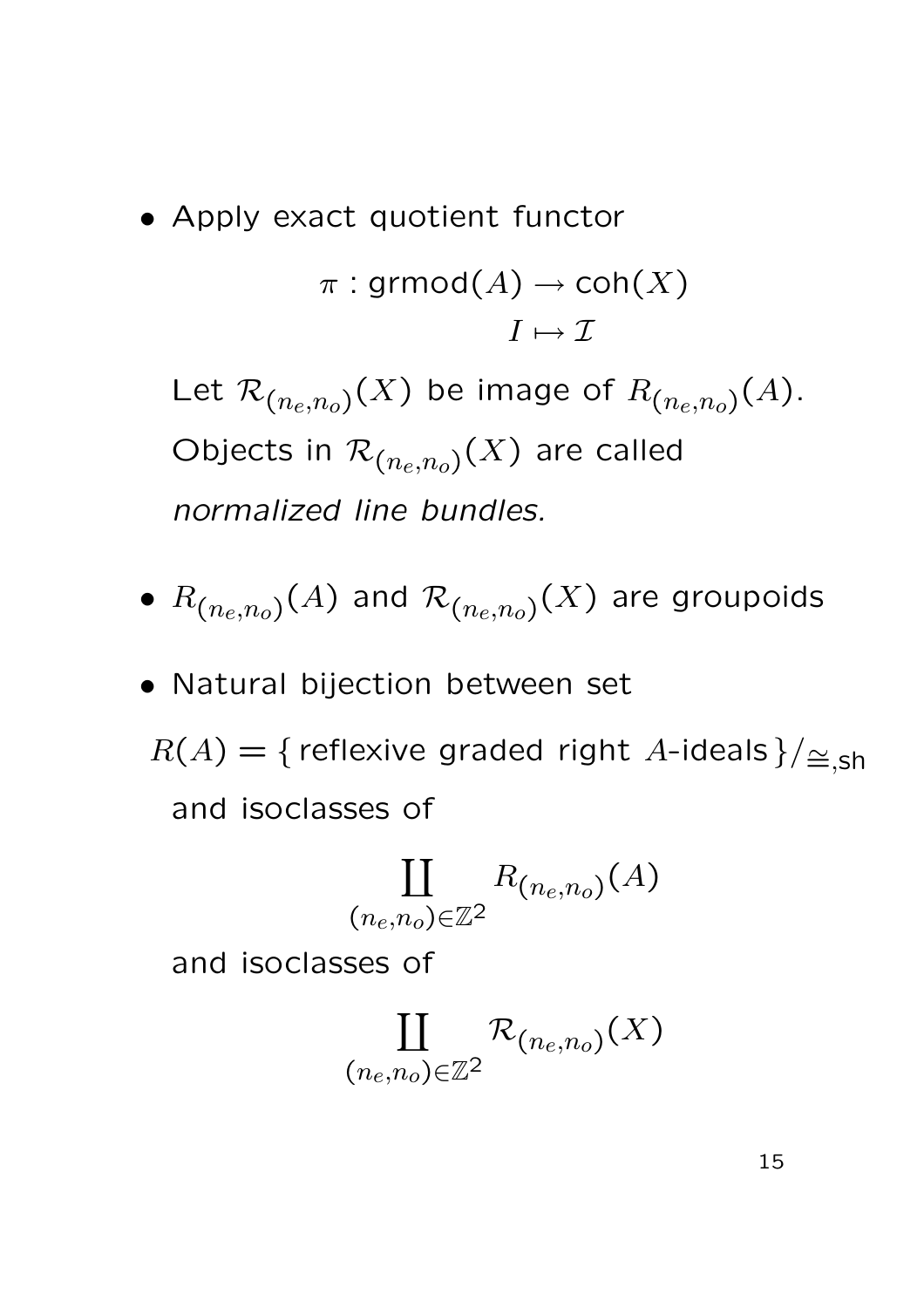- Apply exact quotient functor

$$\pi : \mathsf{grmod}(A) \to \mathsf{coh}(X)$$
$$I \mapsto \mathcal{I}$$

  Let $\mathcal{R}_{(n_e,n_o)}(X)$ be image of $R_{(n_e,n_o)}(A)$. Objects in $\mathcal{R}_{(n_e,n_o)}(X)$ are called *normalized line bundles.*

- $R_{(n_e,n_o)}(A)$ and $\mathcal{R}_{(n_e,n_o)}(X)$ are groupoids

- Natural bijection between set

  $R(A) = \{\,\text{reflexive graded right } A\text{-ideals}\,\}/_{\cong,\mathsf{sh}}$

  and isoclasses of

$$\coprod_{(n_e,n_o)\in\mathbb{Z}^2} R_{(n_e,n_o)}(A)$$

  and isoclasses of

$$\coprod_{(n_e,n_o)\in\mathbb{Z}^2} \mathcal{R}_{(n_e,n_o)}(X)$$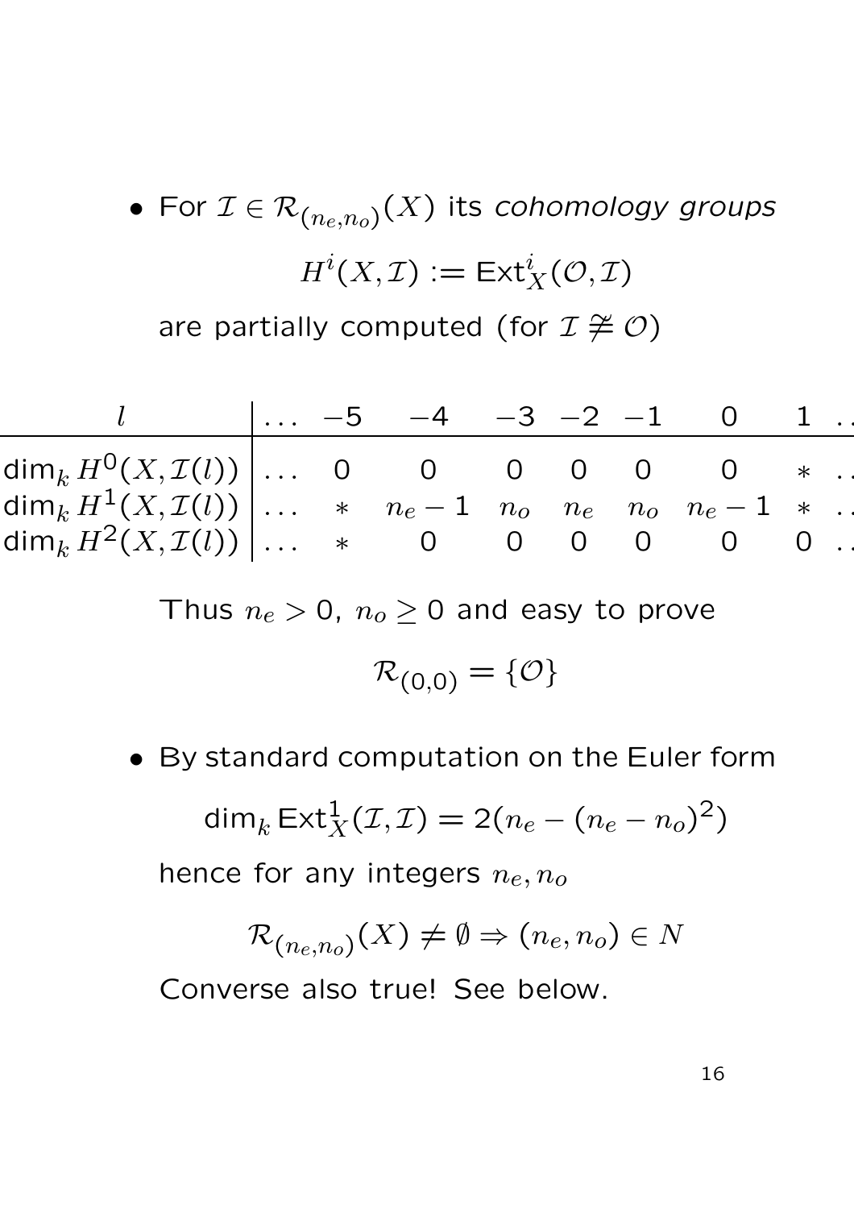- For $\mathcal{I} \in \mathcal{R}_{(n_e,n_o)}(X)$ its *cohomology groups*

  $$H^i(X, \mathcal{I}) := \mathsf{Ext}^i_X(\mathcal{O}, \mathcal{I})$$

  are partially computed (for $\mathcal{I} \not\cong \mathcal{O}$)

| $l$ | ... | $-5$ | $-4$ | $-3$ | $-2$ | $-1$ | $0$ | $1$ | ... |
|---|---|---|---|---|---|---|---|---|---|
| $\dim_k H^0(X, \mathcal{I}(l))$ | ... | 0 | 0 | 0 | 0 | 0 | 0 | $*$ | ... |
| $\dim_k H^1(X, \mathcal{I}(l))$ | ... | $*$ | $n_e - 1$ | $n_o$ | $n_e$ | $n_o$ | $n_e - 1$ | $*$ | ... |
| $\dim_k H^2(X, \mathcal{I}(l))$ | ... | $*$ | 0 | 0 | 0 | 0 | 0 | 0 | ... |

  Thus $n_e > 0$, $n_o \geq 0$ and easy to prove

  $$\mathcal{R}_{(0,0)} = \{\mathcal{O}\}$$

- By standard computation on the Euler form

  $$\dim_k \mathsf{Ext}^1_X(\mathcal{I}, \mathcal{I}) = 2(n_e - (n_e - n_o)^2)$$

  hence for any integers $n_e, n_o$

  $$\mathcal{R}_{(n_e,n_o)}(X) \neq \emptyset \Rightarrow (n_e, n_o) \in N$$

  Converse also true! See below.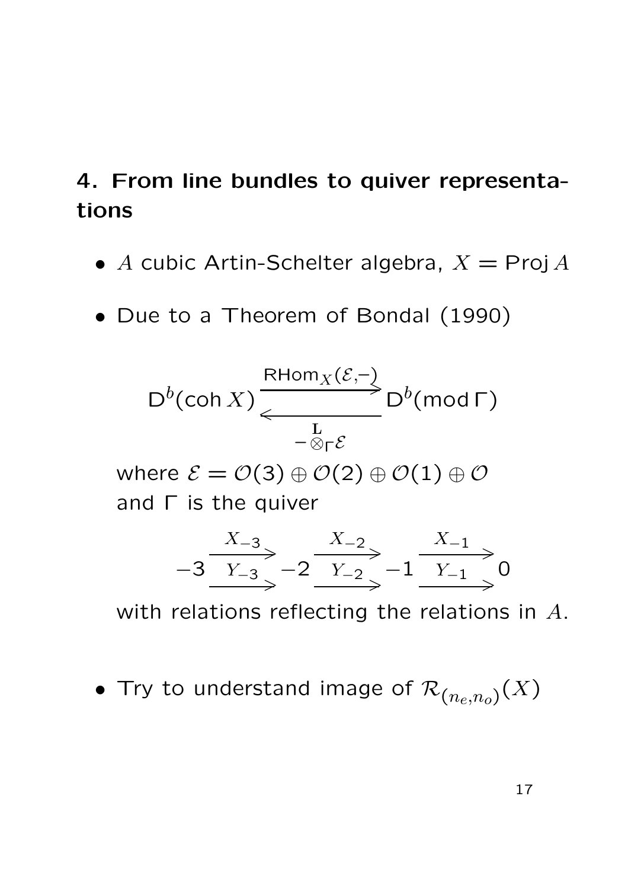## 4. From line bundles to quiver representations

- $A$ cubic Artin-Schelter algebra, $X = \operatorname{Proj} A$
- Due to a Theorem of Bondal (1990)

$$\mathsf{D}^b(\operatorname{coh} X) \underset{- \overset{\mathbf{L}}{\otimes}_\Gamma \mathcal{E}}{\overset{\operatorname{RHom}_X(\mathcal{E},-)}{\rightleftarrows}} \mathsf{D}^b(\operatorname{mod} \Gamma)$$

where $\mathcal{E} = \mathcal{O}(3) \oplus \mathcal{O}(2) \oplus \mathcal{O}(1) \oplus \mathcal{O}$ and $\Gamma$ is the quiver

$$-3 \underset{Y_{-3}}{\overset{X_{-3}}{\rightrightarrows}} -2 \underset{Y_{-2}}{\overset{X_{-2}}{\rightrightarrows}} -1 \underset{Y_{-1}}{\overset{X_{-1}}{\rightrightarrows}} 0$$

with relations reflecting the relations in $A$.

- Try to understand image of $\mathcal{R}_{(n_e,n_o)}(X)$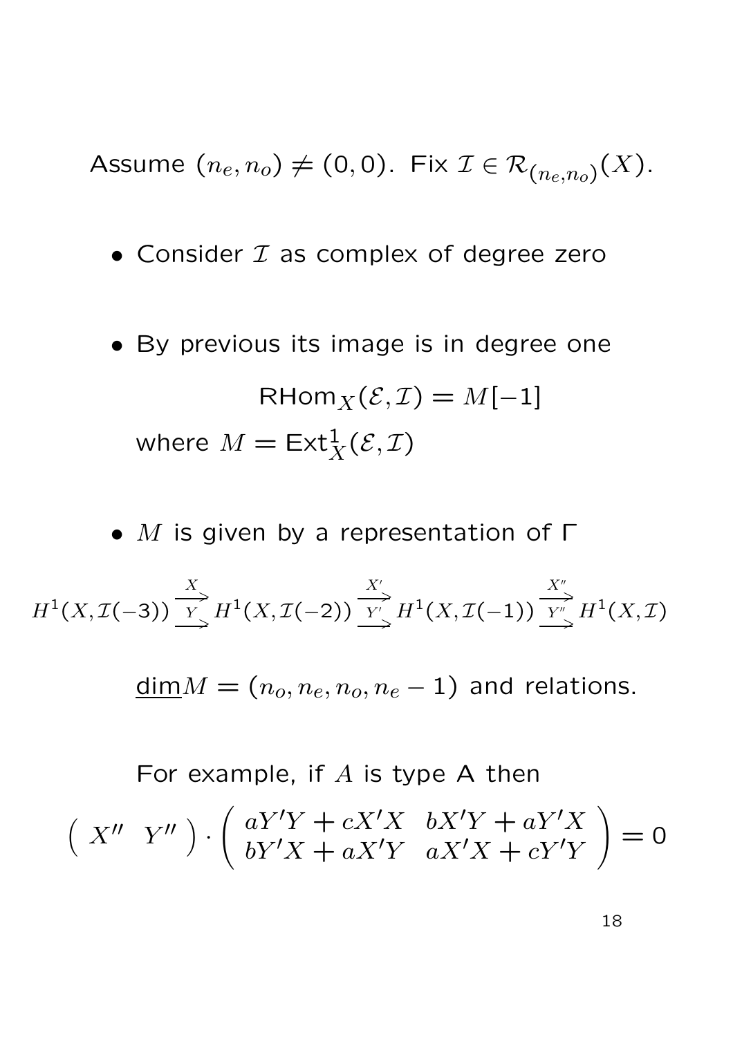Assume $(n_e, n_o) \neq (0,0)$. Fix $\mathcal{I} \in \mathcal{R}_{(n_e,n_o)}(X)$.

- Consider $\mathcal{I}$ as complex of degree zero

- By previous its image is in degree one

$$\mathsf{RHom}_X(\mathcal{E}, \mathcal{I}) = M[-1]$$

  where $M = \mathsf{Ext}^1_X(\mathcal{E}, \mathcal{I})$

- $M$ is given by a representation of $\Gamma$

$$H^1(X, \mathcal{I}(-3)) \underset{Y}{\overset{X}{\rightrightarrows}} H^1(X, \mathcal{I}(-2)) \underset{Y'}{\overset{X'}{\rightrightarrows}} H^1(X, \mathcal{I}(-1)) \underset{Y''}{\overset{X''}{\rightrightarrows}} H^1(X, \mathcal{I})$$

$\underline{\dim} M = (n_o, n_e, n_o, n_e - 1)$ and relations.

For example, if $A$ is type A then

$$\begin{pmatrix} X'' & Y'' \end{pmatrix} \cdot \begin{pmatrix} aY'Y + cX'X & bX'Y + aY'X \\ bY'X + aX'Y & aX'X + cY'Y \end{pmatrix} = 0$$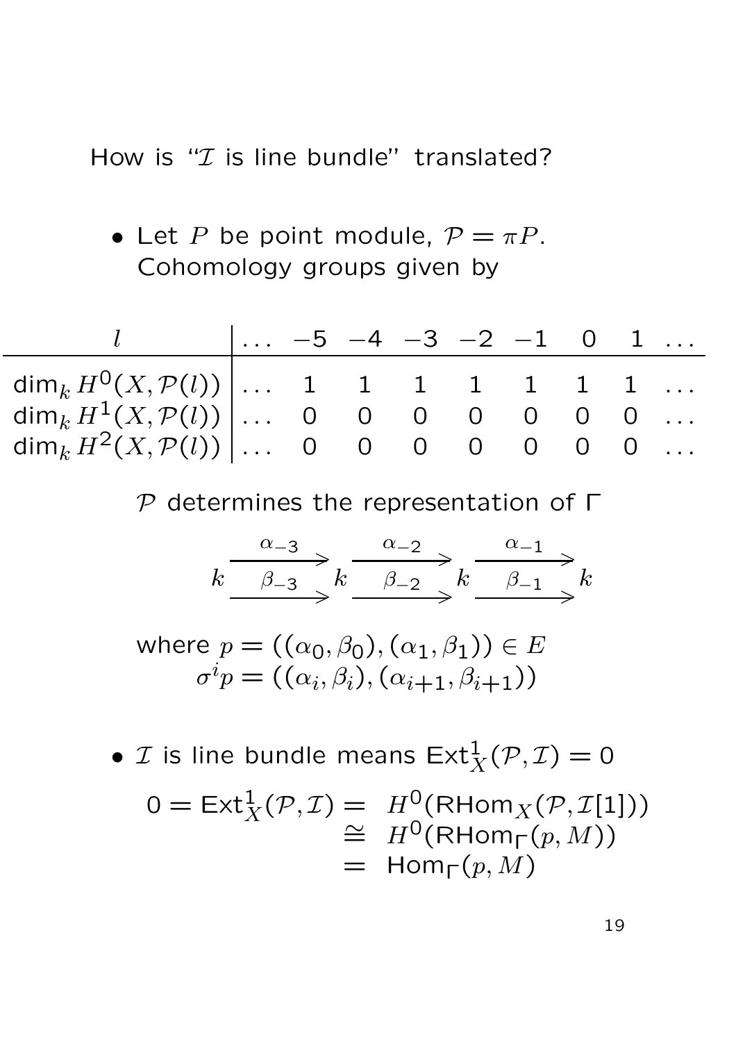How is "$\mathcal{I}$ is line bundle" translated?

- Let $P$ be point module, $\mathcal{P} = \pi P$. Cohomology groups given by

| $l$ | $\ldots$ | $-5$ | $-4$ | $-3$ | $-2$ | $-1$ | $0$ | $1$ | $\ldots$ |
|---|---|---|---|---|---|---|---|---|---|
| $\dim_k H^0(X, \mathcal{P}(l))$ | $\ldots$ | 1 | 1 | 1 | 1 | 1 | 1 | 1 | $\ldots$ |
| $\dim_k H^1(X, \mathcal{P}(l))$ | $\ldots$ | 0 | 0 | 0 | 0 | 0 | 0 | 0 | $\ldots$ |
| $\dim_k H^2(X, \mathcal{P}(l))$ | $\ldots$ | 0 | 0 | 0 | 0 | 0 | 0 | 0 | $\ldots$ |

$\mathcal{P}$ determines the representation of $\Gamma$

$$k \underset{\beta_{-3}}{\overset{\alpha_{-3}}{\rightrightarrows}} k \underset{\beta_{-2}}{\overset{\alpha_{-2}}{\rightrightarrows}} k \underset{\beta_{-1}}{\overset{\alpha_{-1}}{\rightrightarrows}} k$$

where $p = ((\alpha_0, \beta_0), (\alpha_1, \beta_1)) \in E$
$\sigma^i p = ((\alpha_i, \beta_i), (\alpha_{i+1}, \beta_{i+1}))$

- $\mathcal{I}$ is line bundle means $\mathrm{Ext}^1_X(\mathcal{P}, \mathcal{I}) = 0$

$$\begin{aligned} 0 = \mathrm{Ext}^1_X(\mathcal{P}, \mathcal{I}) &= H^0(\mathrm{RHom}_X(\mathcal{P}, \mathcal{I}[1])) \\ &\cong H^0(\mathrm{RHom}_\Gamma(p, M)) \\ &= \mathrm{Hom}_\Gamma(p, M) \end{aligned}$$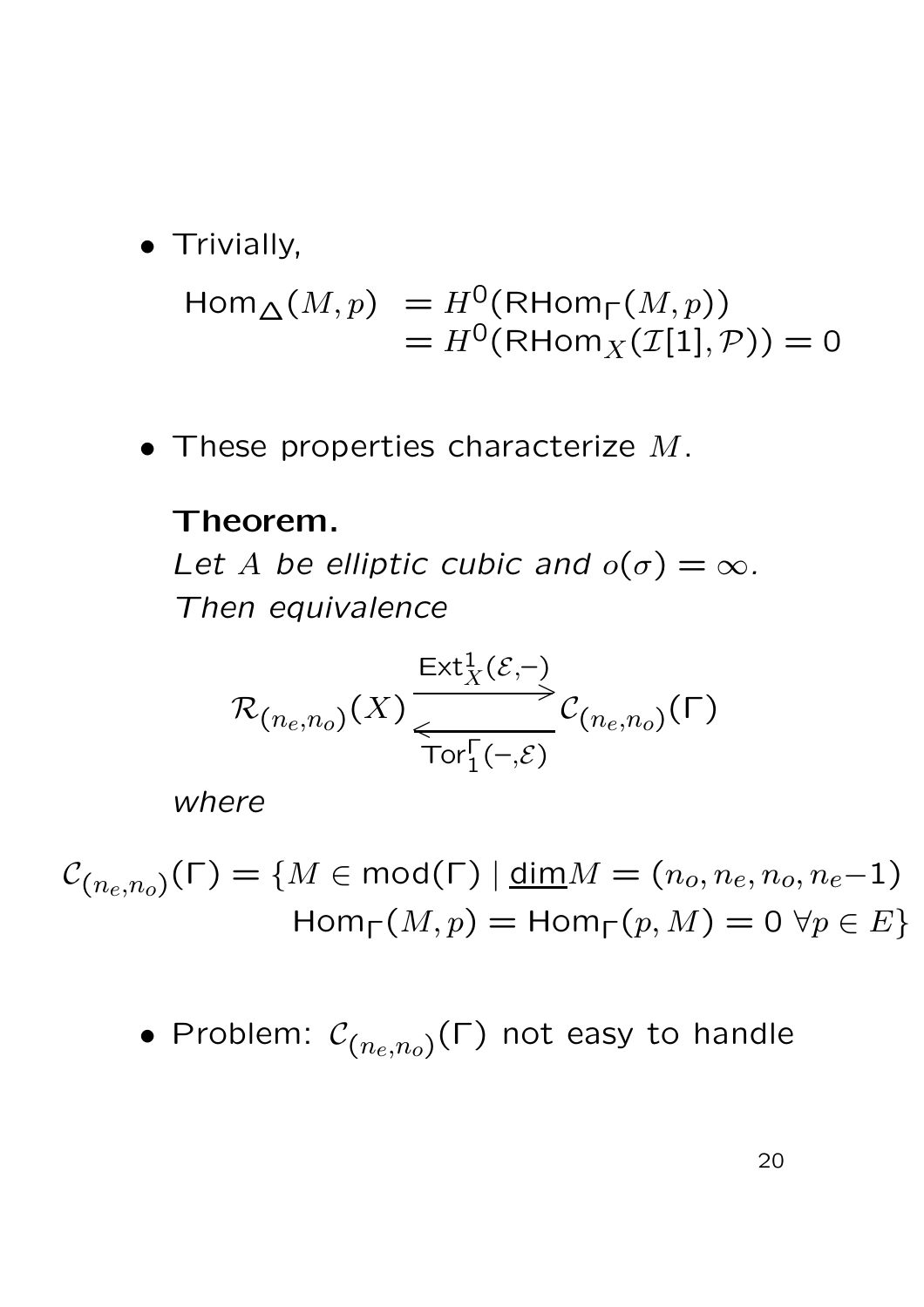- Trivially,

$$\begin{aligned}\mathsf{Hom}_{\Delta}(M,p) &= H^0(\mathsf{RHom}_{\Gamma}(M,p)) \\ &= H^0(\mathsf{RHom}_X(\mathcal{I}[1],\mathcal{P})) = 0\end{aligned}$$

- These properties characterize $M$.

**Theorem.**
*Let $A$ be elliptic cubic and $o(\sigma) = \infty$. Then equivalence*

$$\mathcal{R}_{(n_e,n_o)}(X) \underset{\mathsf{Tor}_1^{\Gamma}(-,\mathcal{E})}{\overset{\mathsf{Ext}_X^1(\mathcal{E},-)}{\rightleftarrows}} \mathcal{C}_{(n_e,n_o)}(\Gamma)$$

*where*

$$\begin{aligned}\mathcal{C}_{(n_e,n_o)}(\Gamma) = \{M \in \mathsf{mod}(\Gamma) \mid \underline{\mathsf{dim}} M = (n_o, n_e, n_o, n_e - 1) \\ \mathsf{Hom}_{\Gamma}(M,p) = \mathsf{Hom}_{\Gamma}(p,M) = 0 \ \forall p \in E\}\end{aligned}$$

- Problem: $\mathcal{C}_{(n_e,n_o)}(\Gamma)$ not easy to handle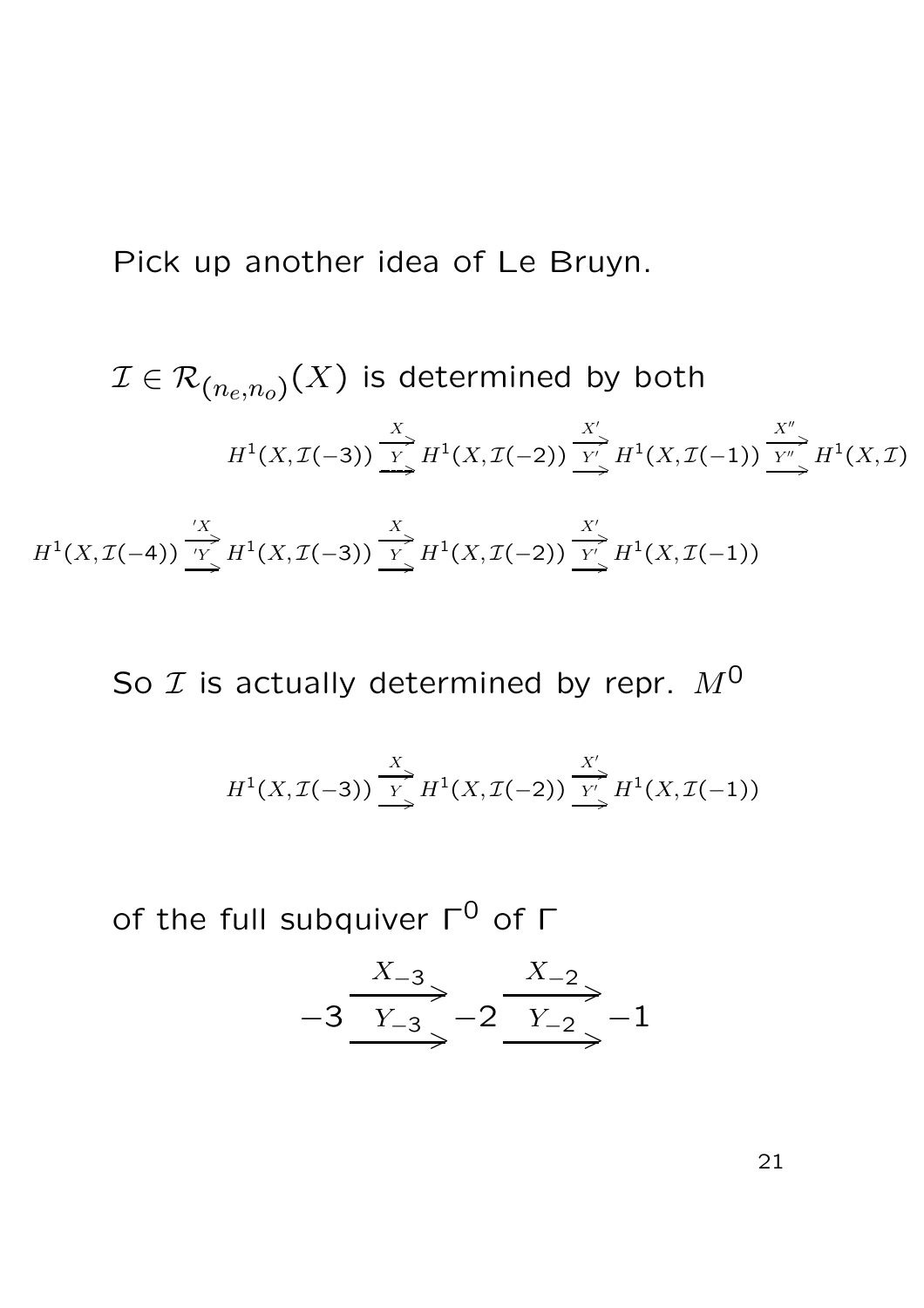Pick up another idea of Le Bruyn.

$\mathcal{I} \in \mathcal{R}_{(n_e,n_o)}(X)$ is determined by both

$$H^1(X,\mathcal{I}(-3)) \overset{X}{\underset{Y}{\rightrightarrows}} H^1(X,\mathcal{I}(-2)) \overset{X'}{\underset{Y'}{\rightrightarrows}} H^1(X,\mathcal{I}(-1)) \overset{X''}{\underset{Y''}{\rightrightarrows}} H^1(X,\mathcal{I})$$

$$H^1(X,\mathcal{I}(-4)) \overset{'X}{\underset{'Y}{\rightrightarrows}} H^1(X,\mathcal{I}(-3)) \overset{X}{\underset{Y}{\rightrightarrows}} H^1(X,\mathcal{I}(-2)) \overset{X'}{\underset{Y'}{\rightrightarrows}} H^1(X,\mathcal{I}(-1))$$

So $\mathcal{I}$ is actually determined by repr. $M^0$

$$H^1(X,\mathcal{I}(-3)) \overset{X}{\underset{Y}{\rightrightarrows}} H^1(X,\mathcal{I}(-2)) \overset{X'}{\underset{Y'}{\rightrightarrows}} H^1(X,\mathcal{I}(-1))$$

of the full subquiver $\Gamma^0$ of $\Gamma$

$$-3 \overset{X_{-3}}{\underset{Y_{-3}}{\rightrightarrows}} -2 \overset{X_{-2}}{\underset{Y_{-2}}{\rightrightarrows}} -1$$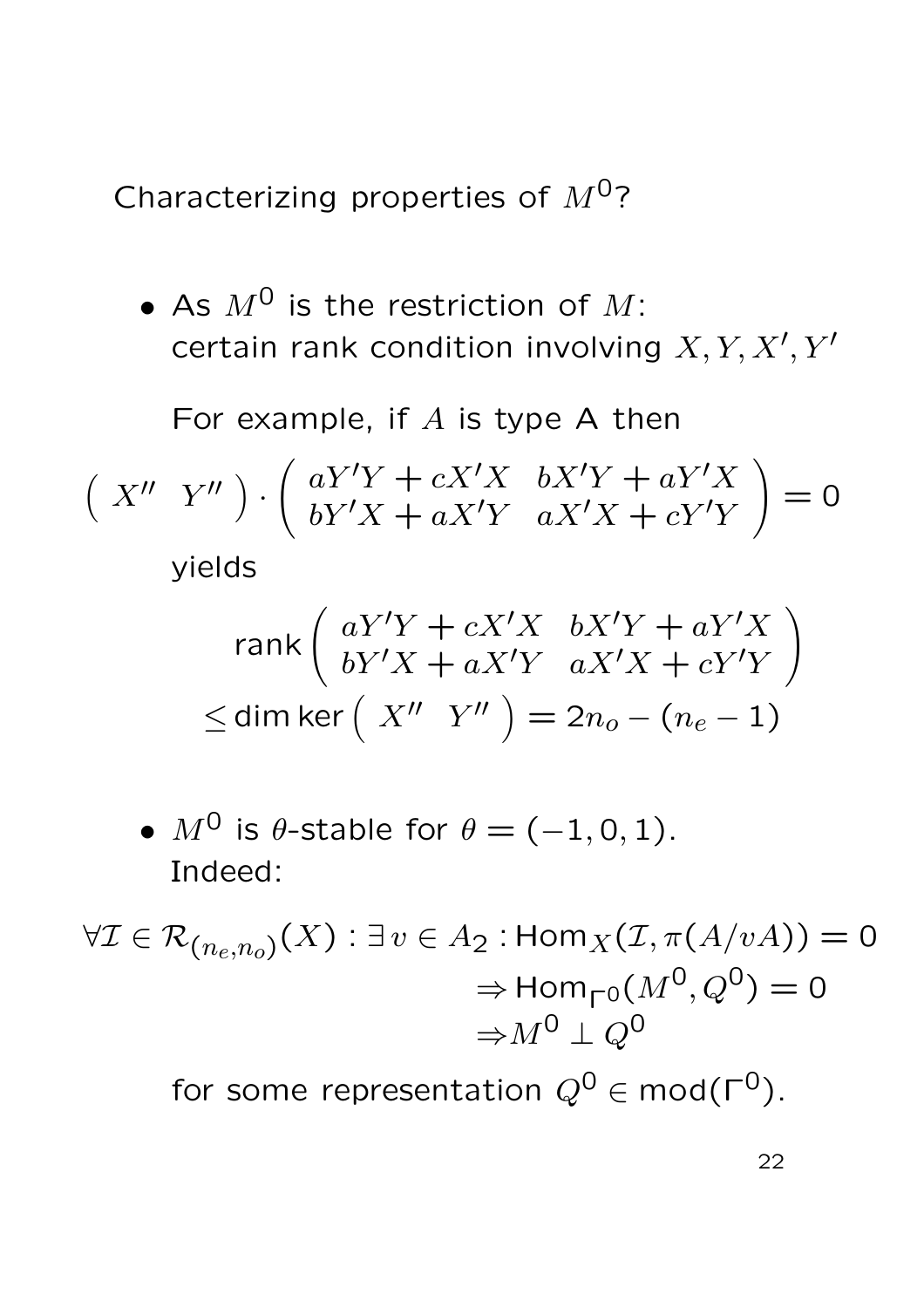Characterizing properties of $M^0$?

- As $M^0$ is the restriction of $M$: certain rank condition involving $X, Y, X', Y'$

  For example, if $A$ is type A then

$$\begin{pmatrix} X'' & Y'' \end{pmatrix} \cdot \begin{pmatrix} aY'Y + cX'X & bX'Y + aY'X \\ bY'X + aX'Y & aX'X + cY'Y \end{pmatrix} = 0$$

  yields

$$\operatorname{rank} \begin{pmatrix} aY'Y + cX'X & bX'Y + aY'X \\ bY'X + aX'Y & aX'X + cY'Y \end{pmatrix}$$
$$\leq \dim\ker \begin{pmatrix} X'' & Y'' \end{pmatrix} = 2n_o - (n_e - 1)$$

- $M^0$ is $\theta$-stable for $\theta = (-1, 0, 1)$. Indeed:

$$\forall \mathcal{I} \in \mathcal{R}_{(n_e,n_o)}(X) : \exists\, v \in A_2 : \operatorname{Hom}_X(\mathcal{I}, \pi(A/vA)) = 0$$
$$\Rightarrow \operatorname{Hom}_{\Gamma^0}(M^0, Q^0) = 0$$
$$\Rightarrow M^0 \perp Q^0$$

  for some representation $Q^0 \in \operatorname{mod}(\Gamma^0)$.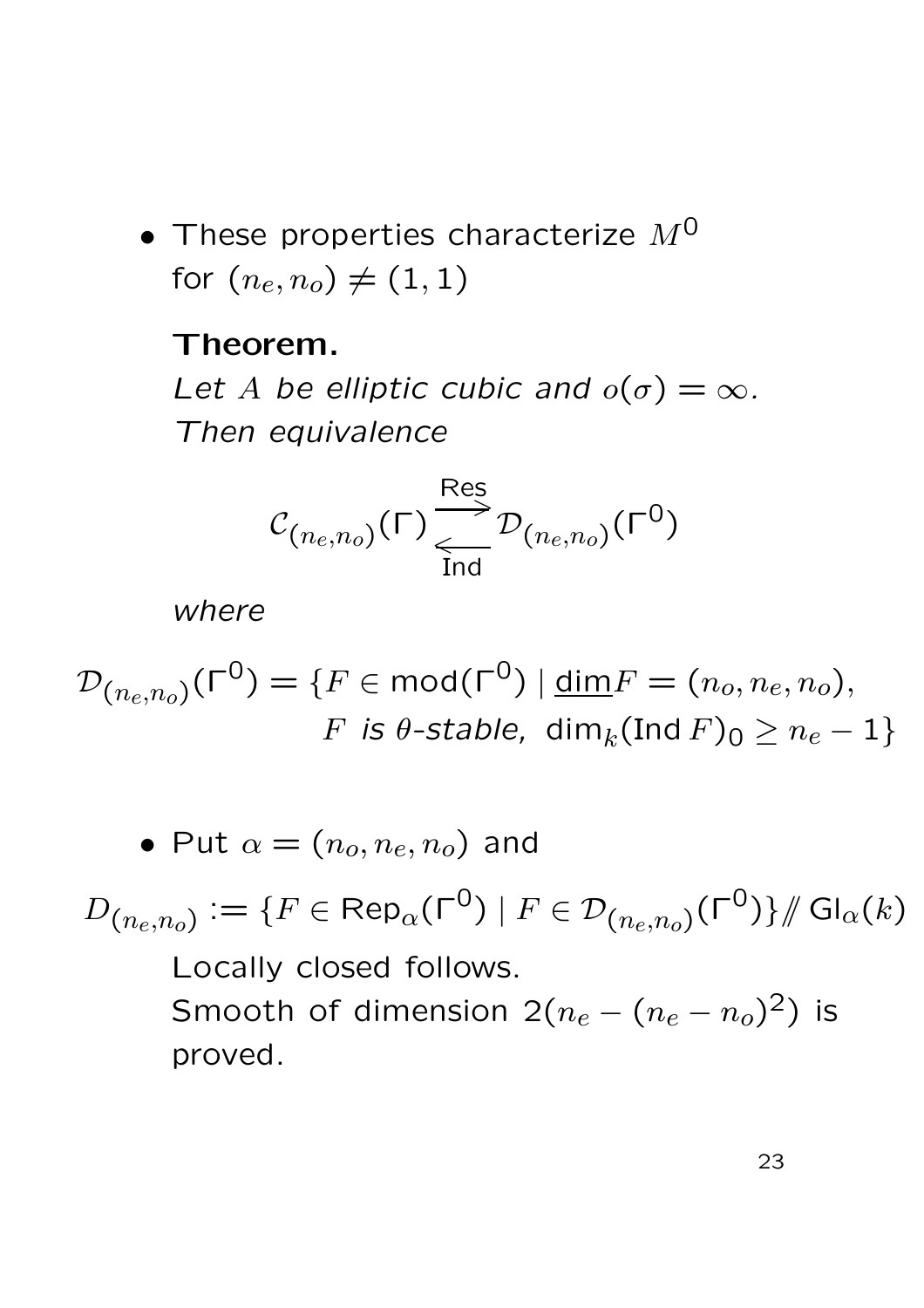- These properties characterize $M^0$ for $(n_e, n_o) \neq (1,1)$

  **Theorem.**

  *Let $A$ be elliptic cubic and $o(\sigma) = \infty$. Then equivalence*

$$\mathcal{C}_{(n_e,n_o)}(\Gamma) \underset{\text{Ind}}{\overset{\text{Res}}{\rightleftarrows}} \mathcal{D}_{(n_e,n_o)}(\Gamma^0)$$

  *where*

$$\mathcal{D}_{(n_e,n_o)}(\Gamma^0) = \{F \in \mathrm{mod}(\Gamma^0) \mid \underline{\dim} F = (n_o, n_e, n_o), \\ F \text{ is } \theta\text{-stable}, \ \dim_k(\mathrm{Ind}\, F)_0 \geq n_e - 1\}$$

- Put $\alpha = (n_o, n_e, n_o)$ and

$$D_{(n_e,n_o)} := \{F \in \mathrm{Rep}_\alpha(\Gamma^0) \mid F \in \mathcal{D}_{(n_e,n_o)}(\Gamma^0)\} /\!\!/ \, \mathrm{Gl}_\alpha(k)$$

  Locally closed follows.
  Smooth of dimension $2(n_e - (n_e - n_o)^2)$ is proved.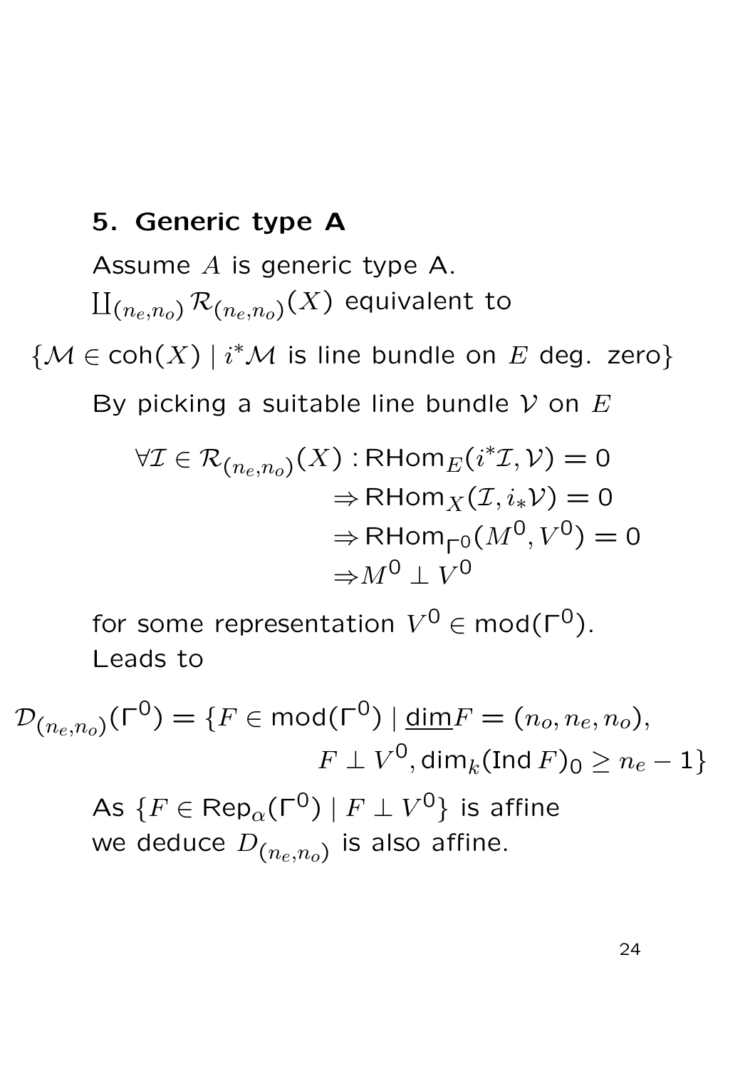## 5. Generic type A

Assume $A$ is generic type A.
$\coprod_{(n_e,n_o)} \mathcal{R}_{(n_e,n_o)}(X)$ equivalent to

$$\{\mathcal{M} \in \mathsf{coh}(X) \mid i^*\mathcal{M} \text{ is line bundle on } E \text{ deg. zero}\}$$

By picking a suitable line bundle $\mathcal{V}$ on $E$

$$\begin{aligned}
\forall \mathcal{I} \in \mathcal{R}_{(n_e,n_o)}(X) : & \mathsf{RHom}_E(i^*\mathcal{I}, \mathcal{V}) = 0 \\
& \Rightarrow \mathsf{RHom}_X(\mathcal{I}, i_*\mathcal{V}) = 0 \\
& \Rightarrow \mathsf{RHom}_{\Gamma^0}(M^0, V^0) = 0 \\
& \Rightarrow M^0 \perp V^0
\end{aligned}$$

for some representation $V^0 \in \mathsf{mod}(\Gamma^0)$.
Leads to

$$\mathcal{D}_{(n_e,n_o)}(\Gamma^0) = \{F \in \mathsf{mod}(\Gamma^0) \mid \underline{\dim} F = (n_o, n_e, n_o), \\ F \perp V^0, \dim_k(\mathsf{Ind}\, F)_0 \geq n_e - 1\}$$

As $\{F \in \mathsf{Rep}_\alpha(\Gamma^0) \mid F \perp V^0\}$ is affine
we deduce $D_{(n_e,n_o)}$ is also affine.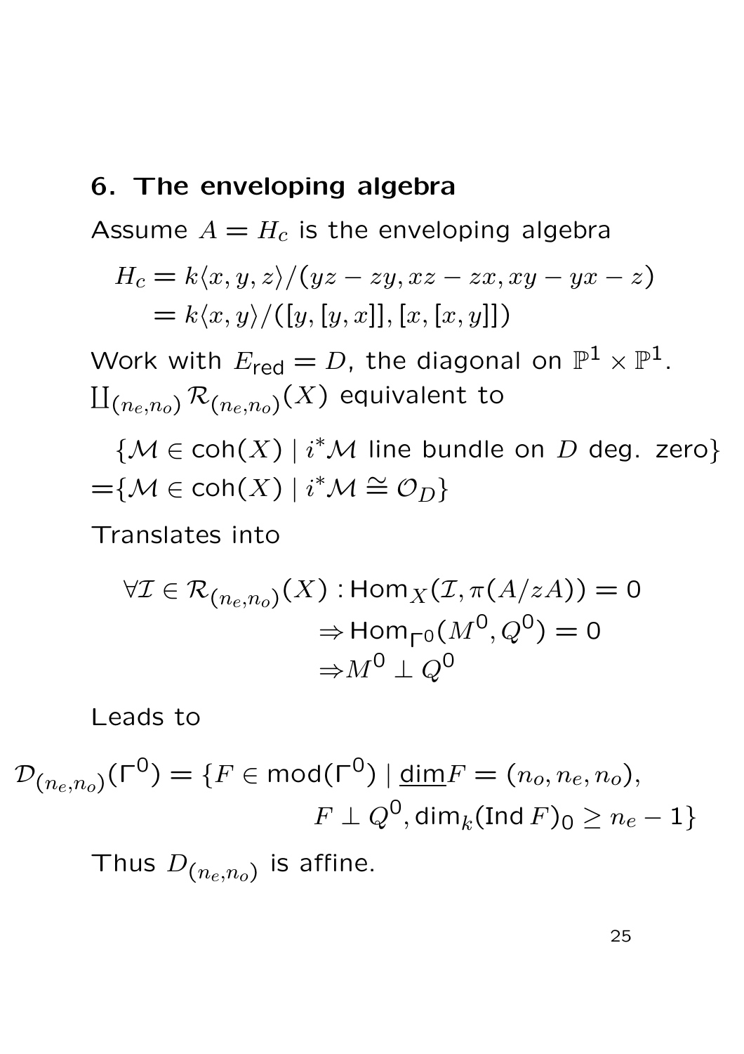## 6. The enveloping algebra

Assume $A = H_c$ is the enveloping algebra

$$\begin{aligned} H_c &= k\langle x, y, z\rangle/(yz - zy, xz - zx, xy - yx - z) \\ &= k\langle x, y\rangle/([y,[y,x]],[x,[x,y]]) \end{aligned}$$

Work with $E_{\text{red}} = D$, the diagonal on $\mathbb{P}^1 \times \mathbb{P}^1$.
$\coprod_{(n_e,n_o)} \mathcal{R}_{(n_e,n_o)}(X)$ equivalent to

$$\{\mathcal{M} \in \mathsf{coh}(X) \mid i^*\mathcal{M} \text{ line bundle on } D \text{ deg. zero}\}$$
$$=\{\mathcal{M} \in \mathsf{coh}(X) \mid i^*\mathcal{M} \cong \mathcal{O}_D\}$$

Translates into

$$\begin{aligned} \forall \mathcal{I} \in \mathcal{R}_{(n_e,n_o)}(X) : &\operatorname{Hom}_X(\mathcal{I}, \pi(A/zA)) = 0 \\ &\Rightarrow \operatorname{Hom}_{\Gamma^0}(M^0, Q^0) = 0 \\ &\Rightarrow M^0 \perp Q^0 \end{aligned}$$

Leads to

$$\begin{aligned} \mathcal{D}_{(n_e,n_o)}(\Gamma^0) = \{F \in \mathsf{mod}(\Gamma^0) \mid \underline{\dim} F = (n_o, n_e, n_o), \\ F \perp Q^0, \dim_k(\operatorname{Ind} F)_0 \geq n_e - 1\} \end{aligned}$$

Thus $D_{(n_e,n_o)}$ is affine.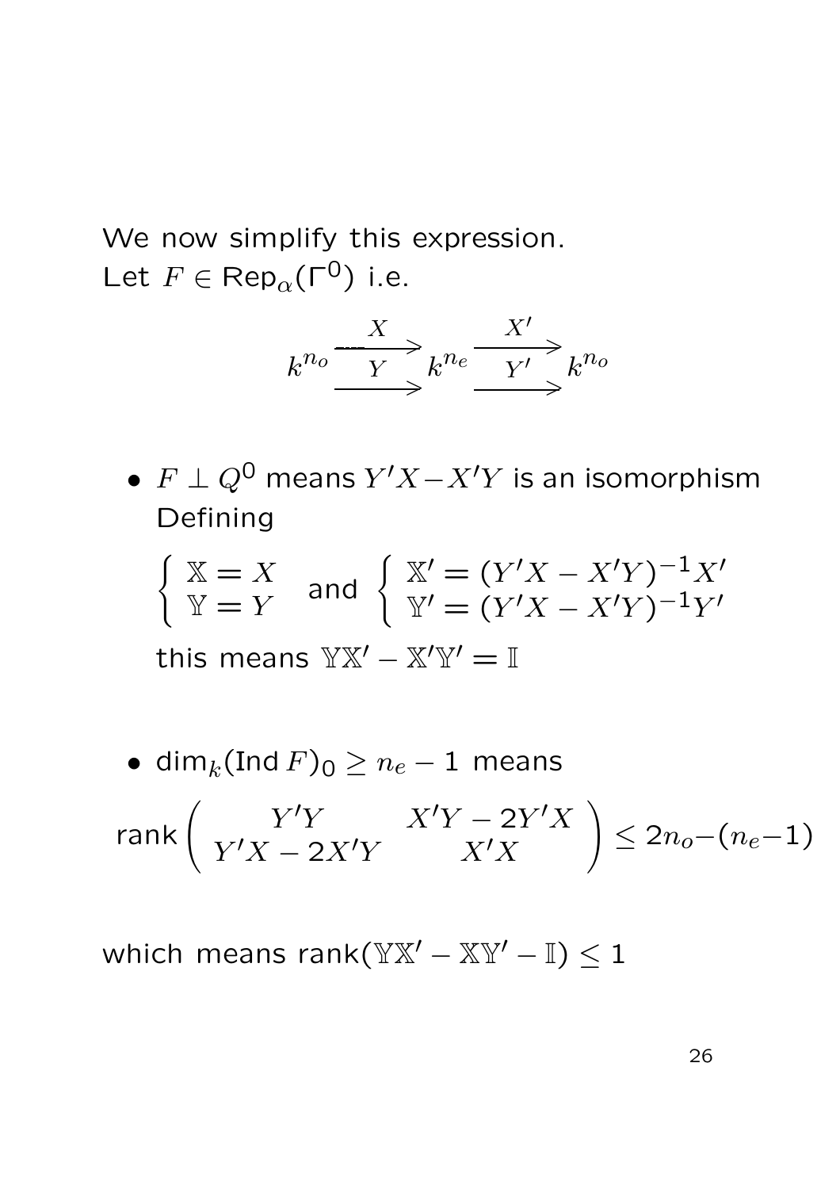We now simplify this expression.
Let $F \in \mathsf{Rep}_\alpha(\Gamma^0)$ i.e.

$$k^{n_o} \underset{Y}{\overset{X}{\rightrightarrows}} k^{n_e} \underset{Y'}{\overset{X'}{\rightrightarrows}} k^{n_o}$$

- $F \perp Q^0$ means $Y'X - X'Y$ is an isomorphism
  Defining

  $$\left\{ \begin{array}{l} \mathbb{X} = X \\ \mathbb{Y} = Y \end{array} \right. \text{ and } \left\{ \begin{array}{l} \mathbb{X}' = (Y'X - X'Y)^{-1}X' \\ \mathbb{Y}' = (Y'X - X'Y)^{-1}Y' \end{array} \right.$$

  this means $\mathbb{Y}\mathbb{X}' - \mathbb{X}'\mathbb{Y}' = \mathbb{I}$

- $\dim_k(\mathsf{Ind}\, F)_0 \geq n_e - 1$ means

$$\text{rank} \begin{pmatrix} Y'Y & X'Y - 2Y'X \\ Y'X - 2X'Y & X'X \end{pmatrix} \leq 2n_o - (n_e - 1)$$

which means $\text{rank}(\mathbb{Y}\mathbb{X}' - \mathbb{X}\mathbb{Y}' - \mathbb{I}) \leq 1$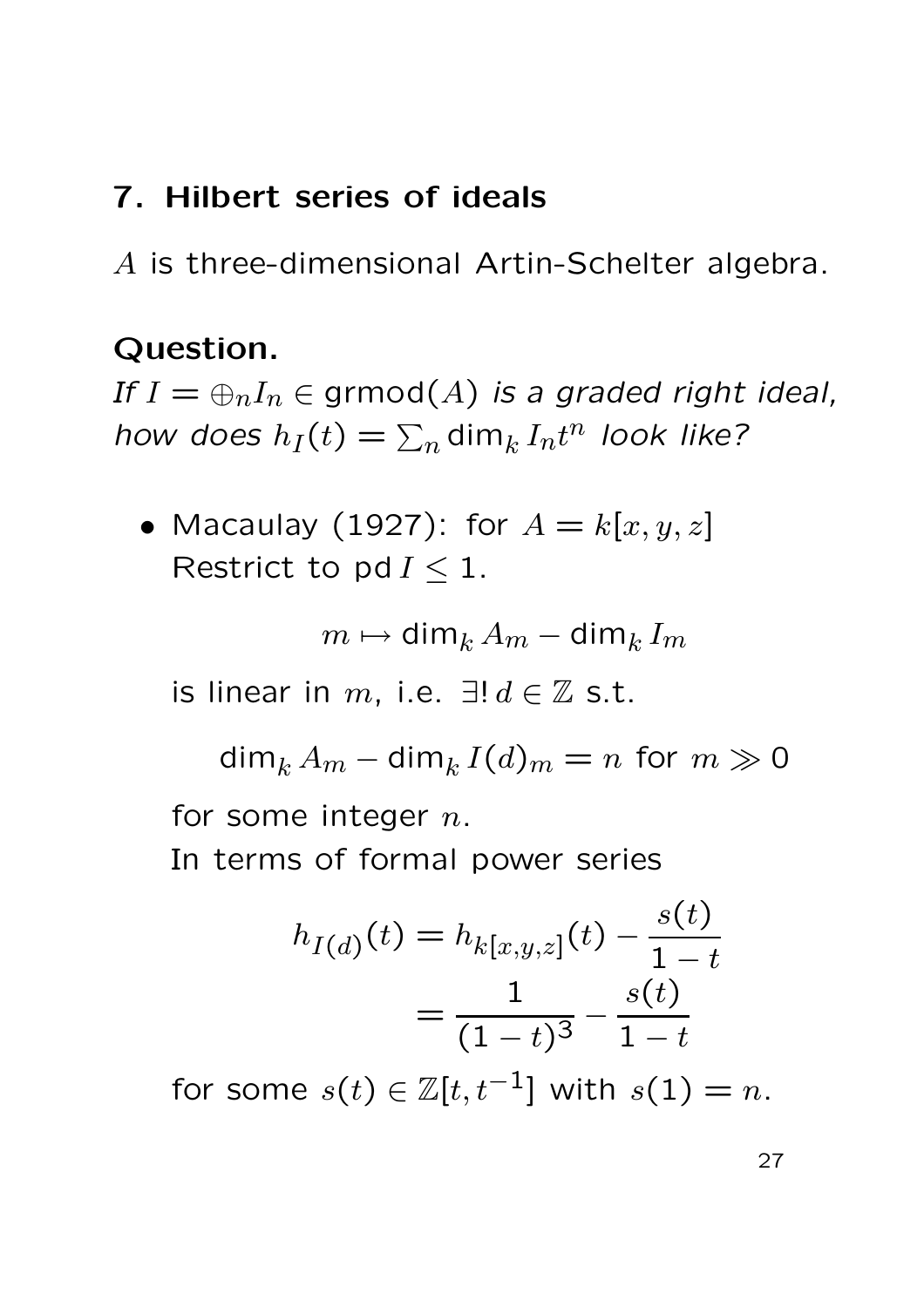## 7. Hilbert series of ideals

$A$ is three-dimensional Artin-Schelter algebra.

**Question.**
*If $I = \oplus_n I_n \in \mathsf{grmod}(A)$ is a graded right ideal, how does $h_I(t) = \sum_n \dim_k I_n t^n$ look like?*

- Macaulay (1927): for $A = k[x,y,z]$
  Restrict to $\operatorname{pd} I \leq 1$.

  $$m \mapsto \dim_k A_m - \dim_k I_m$$

  is linear in $m$, i.e. $\exists!\, d \in \mathbb{Z}$ s.t.

  $$\dim_k A_m - \dim_k I(d)_m = n \text{ for } m \gg 0$$

  for some integer $n$.
  In terms of formal power series

  $$\begin{aligned} h_{I(d)}(t) &= h_{k[x,y,z]}(t) - \frac{s(t)}{1-t} \\ &= \frac{1}{(1-t)^3} - \frac{s(t)}{1-t} \end{aligned}$$

  for some $s(t) \in \mathbb{Z}[t, t^{-1}]$ with $s(1) = n$.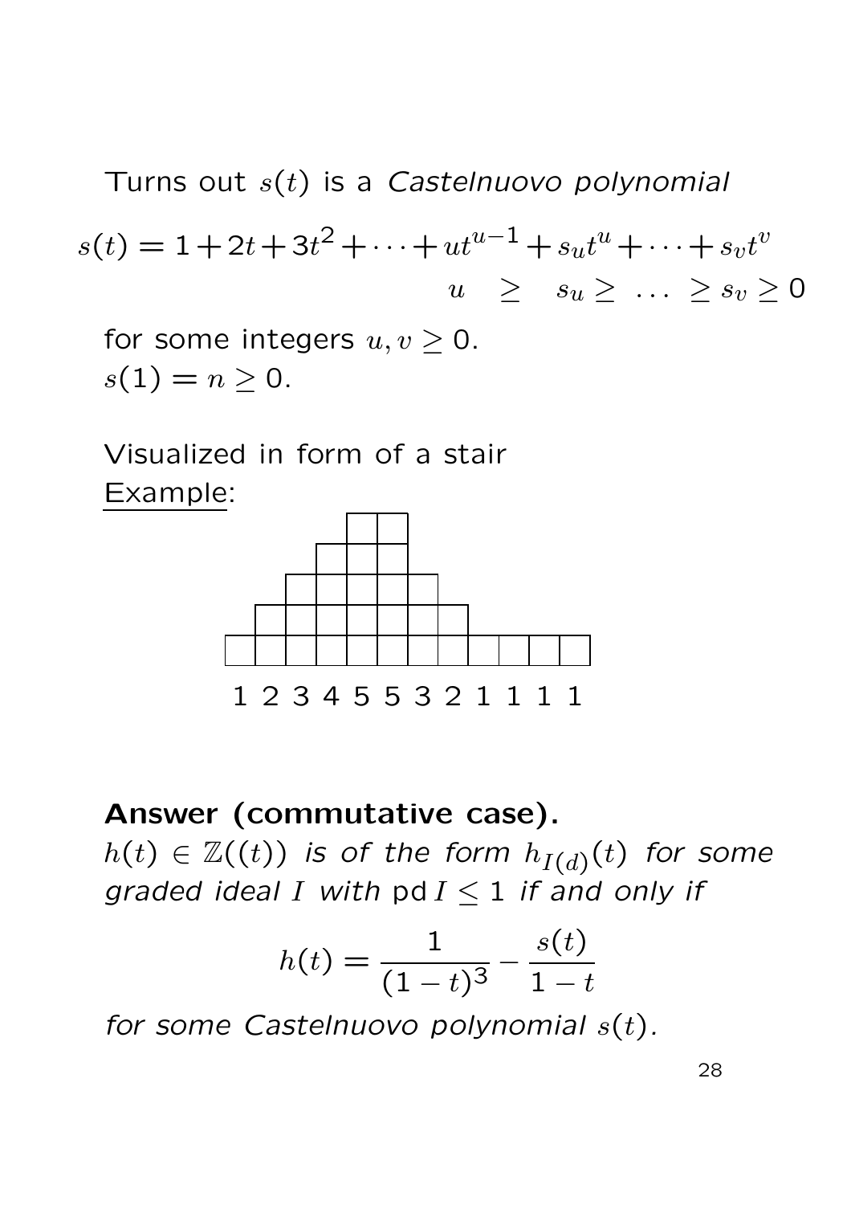Turns out $s(t)$ is a *Castelnuovo polynomial*

$$s(t) = 1 + 2t + 3t^2 + \cdots + ut^{u-1} + s_u t^u + \cdots + s_v t^v$$
$$u \quad \geq \quad s_u \geq \ \ldots \ \geq s_v \geq 0$$

for some integers $u, v \geq 0$.
$s(1) = n \geq 0$.

Visualized in form of a stair
Example:

1 2 3 4 5 5 3 2 1 1 1 1

**Answer (commutative case).**
*$h(t) \in \mathbb{Z}((t))$ is of the form $h_{I(d)}(t)$ for some graded ideal $I$ with $\operatorname{pd} I \leq 1$ if and only if*

$$h(t) = \frac{1}{(1-t)^3} - \frac{s(t)}{1-t}$$

*for some Castelnuovo polynomial $s(t)$.*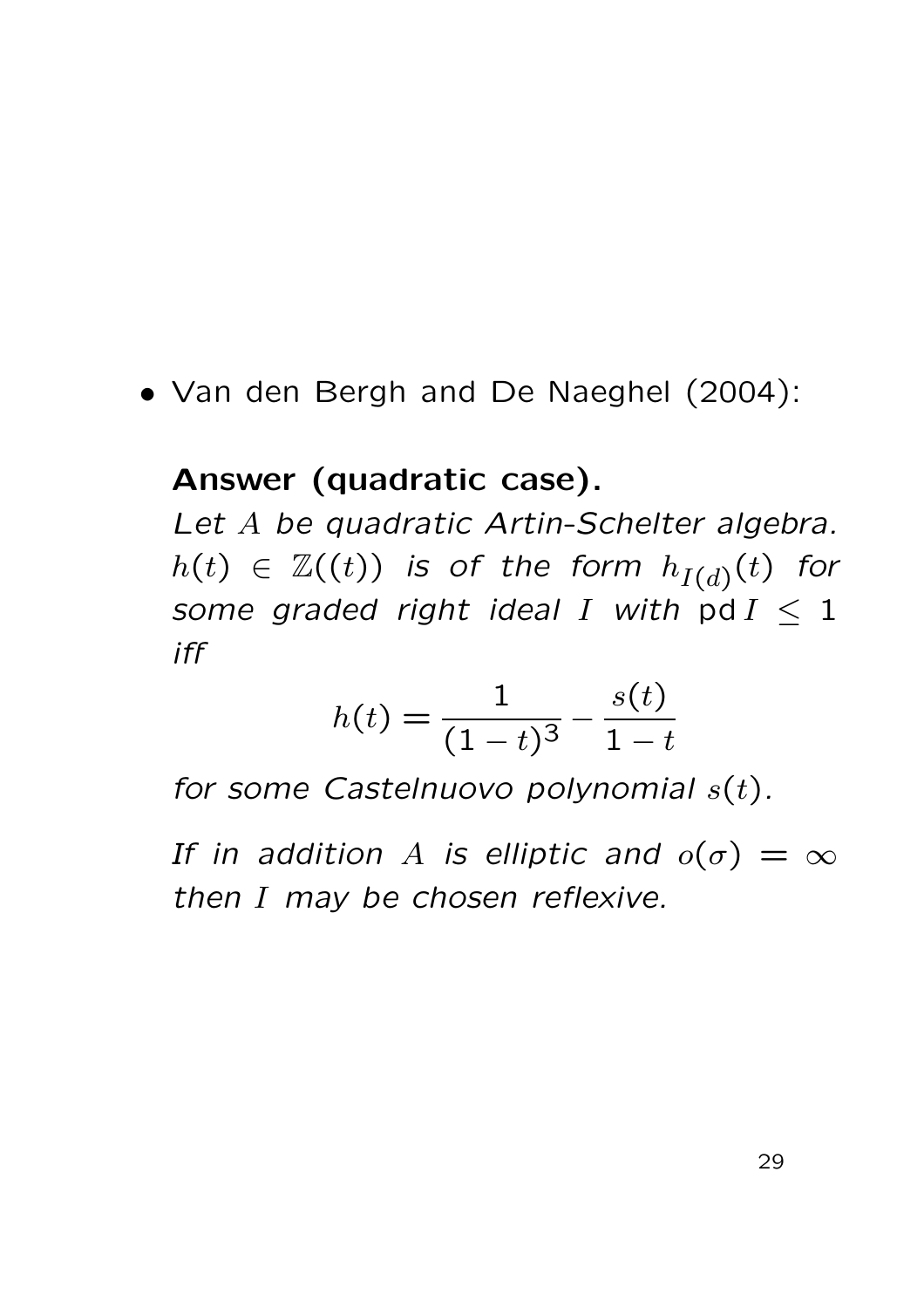- Van den Bergh and De Naeghel (2004):

  **Answer (quadratic case).**
  *Let $A$ be quadratic Artin-Schelter algebra. $h(t) \in \mathbb{Z}((t))$ is of the form $h_{I(d)}(t)$ for some graded right ideal $I$ with* $\operatorname{pd} I \leq 1$ *iff*

  $$h(t) = \frac{1}{(1-t)^3} - \frac{s(t)}{1-t}$$

  *for some Castelnuovo polynomial $s(t)$.*

  *If in addition $A$ is elliptic and $o(\sigma) = \infty$ then $I$ may be chosen reflexive.*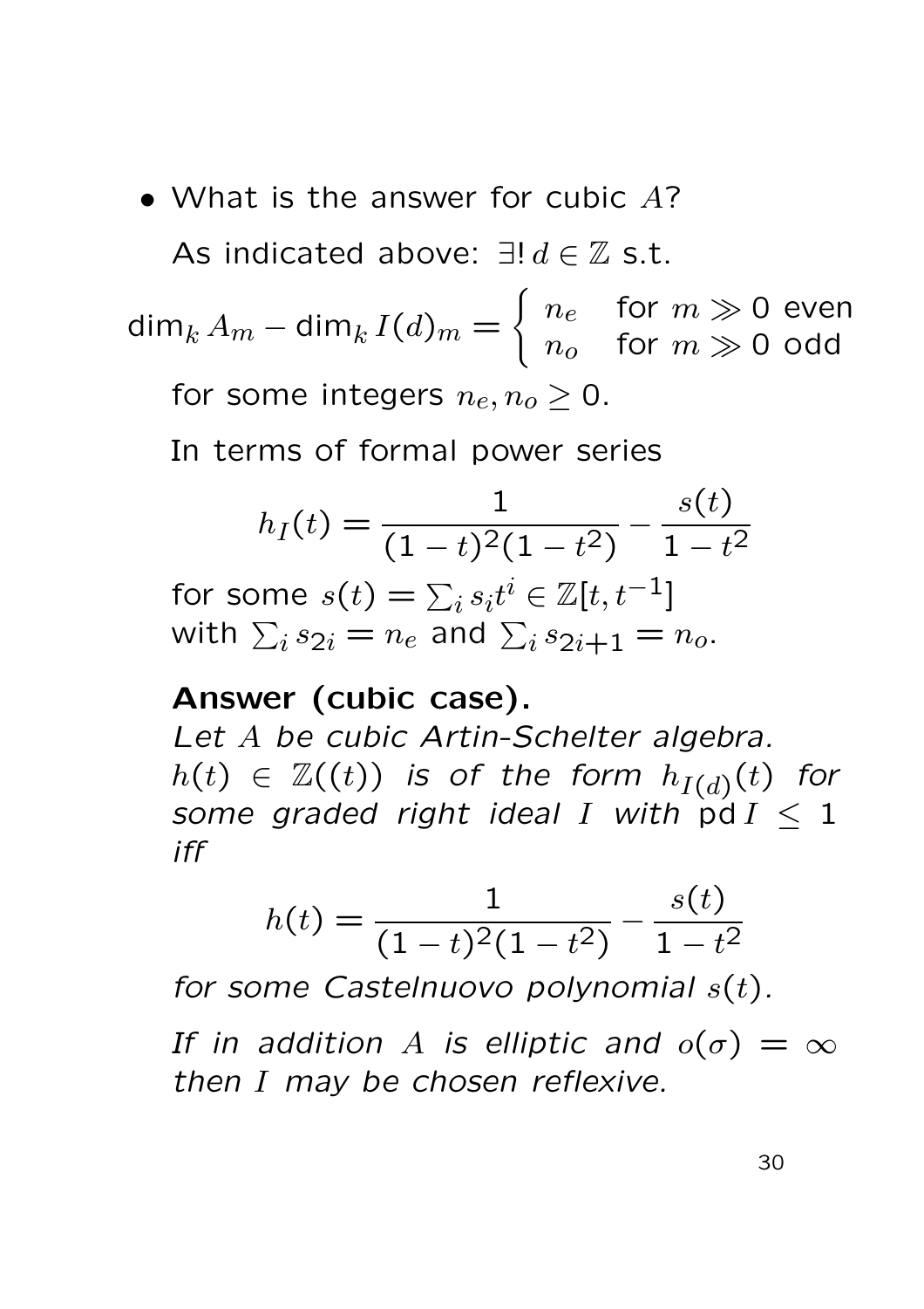- What is the answer for cubic $A$?

  As indicated above: $\exists!\, d \in \mathbb{Z}$ s.t.

$$\dim_k A_m - \dim_k I(d)_m = \begin{cases} n_e & \text{for } m \gg 0 \text{ even} \\ n_o & \text{for } m \gg 0 \text{ odd} \end{cases}$$

  for some integers $n_e, n_o \geq 0$.

  In terms of formal power series

$$h_I(t) = \frac{1}{(1-t)^2(1-t^2)} - \frac{s(t)}{1-t^2}$$

  for some $s(t) = \sum_i s_i t^i \in \mathbb{Z}[t, t^{-1}]$ with $\sum_i s_{2i} = n_e$ and $\sum_i s_{2i+1} = n_o$.

  **Answer (cubic case).**
  *Let $A$ be cubic Artin-Schelter algebra. $h(t) \in \mathbb{Z}((t))$ is of the form $h_{I(d)}(t)$ for some graded right ideal $I$ with $\operatorname{pd} I \leq 1$ iff*

$$h(t) = \frac{1}{(1-t)^2(1-t^2)} - \frac{s(t)}{1-t^2}$$

  *for some Castelnuovo polynomial $s(t)$.*

  *If in addition $A$ is elliptic and $o(\sigma) = \infty$ then $I$ may be chosen reflexive.*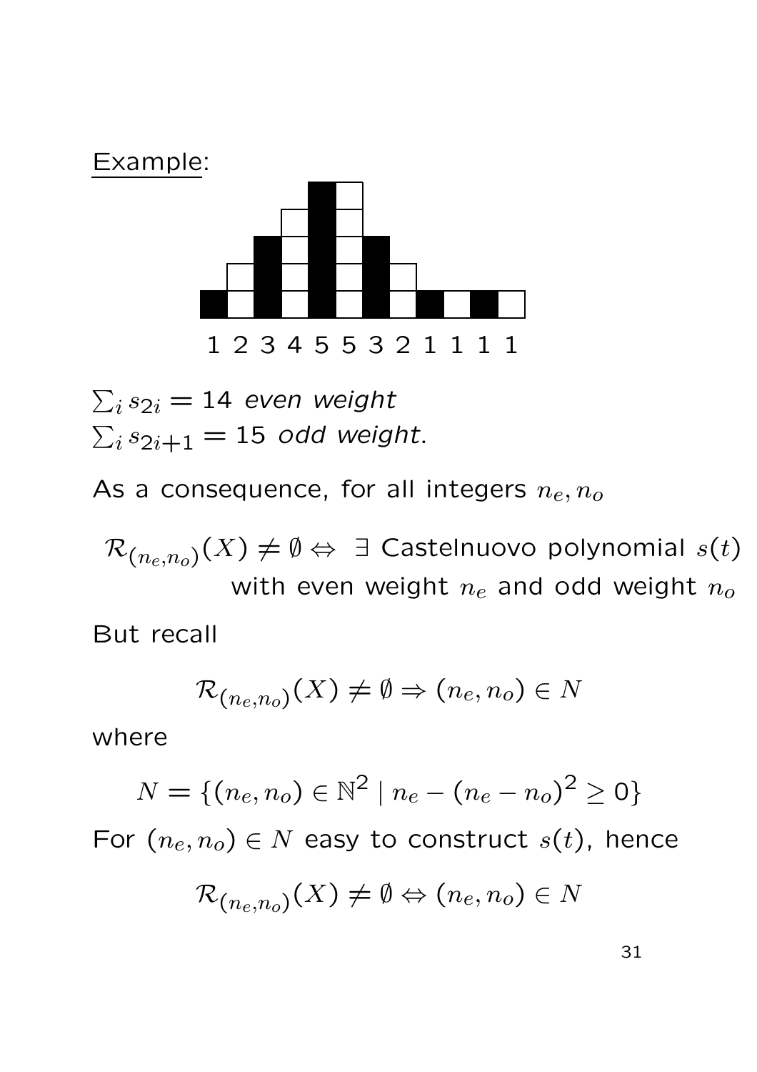Example:

1 2 3 4 5 5 3 2 1 1 1 1

$\sum_i s_{2i} = 14$ *even weight*
$\sum_i s_{2i+1} = 15$ *odd weight*.

As a consequence, for all integers $n_e, n_o$

$$\mathcal{R}_{(n_e,n_o)}(X) \neq \emptyset \Leftrightarrow \exists \text{ Castelnuovo polynomial } s(t) \text{ with even weight } n_e \text{ and odd weight } n_o$$

But recall

$$\mathcal{R}_{(n_e,n_o)}(X) \neq \emptyset \Rightarrow (n_e, n_o) \in N$$

where

$$N = \{(n_e, n_o) \in \mathbb{N}^2 \mid n_e - (n_e - n_o)^2 \geq 0\}$$

For $(n_e, n_o) \in N$ easy to construct $s(t)$, hence

$$\mathcal{R}_{(n_e,n_o)}(X) \neq \emptyset \Leftrightarrow (n_e, n_o) \in N$$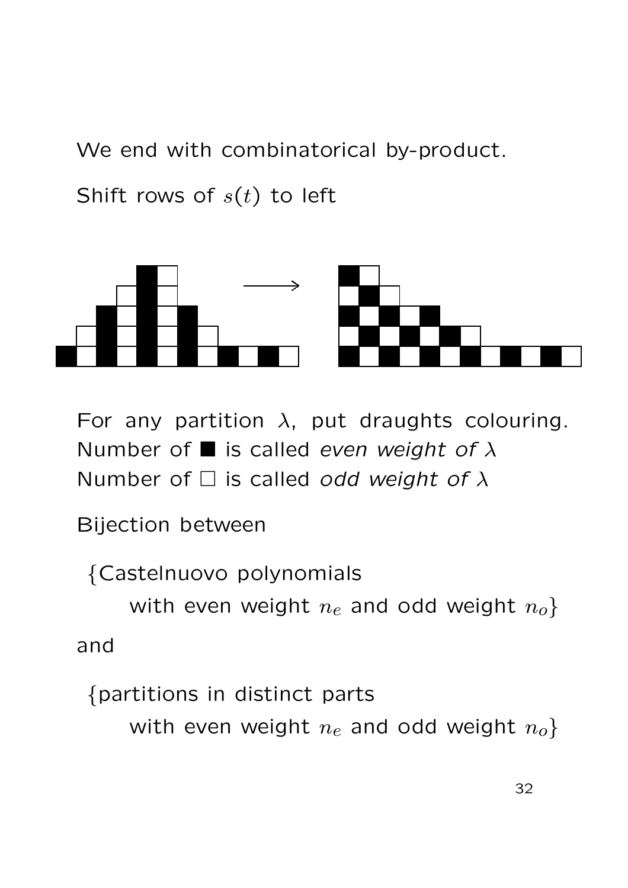We end with combinatorical by-product.

Shift rows of $s(t)$ to left

For any partition $\lambda$, put draughts colouring.
Number of ■ is called *even weight of* $\lambda$
Number of □ is called *odd weight of* $\lambda$

Bijection between

{Castelnuovo polynomials
with even weight $n_e$ and odd weight $n_o$}

and

{partitions in distinct parts
with even weight $n_e$ and odd weight $n_o$}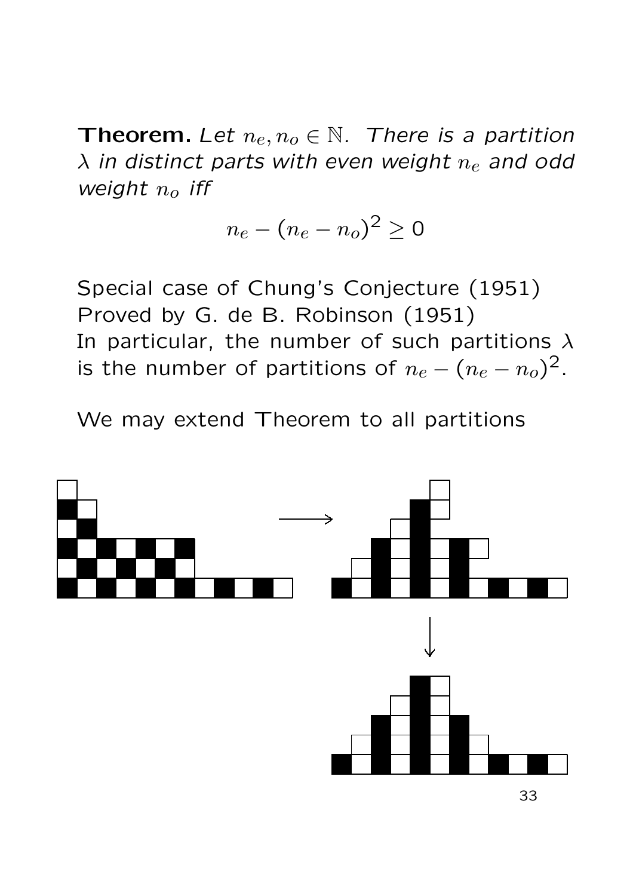**Theorem.** *Let $n_e, n_o \in \mathbb{N}$. There is a partition $\lambda$ in distinct parts with even weight $n_e$ and odd weight $n_o$ iff*

$$n_e - (n_e - n_o)^2 \geq 0$$

Special case of Chung's Conjecture (1951)
Proved by G. de B. Robinson (1951)
In particular, the number of such partitions $\lambda$ is the number of partitions of $n_e - (n_e - n_o)^2$.

We may extend Theorem to all partitions